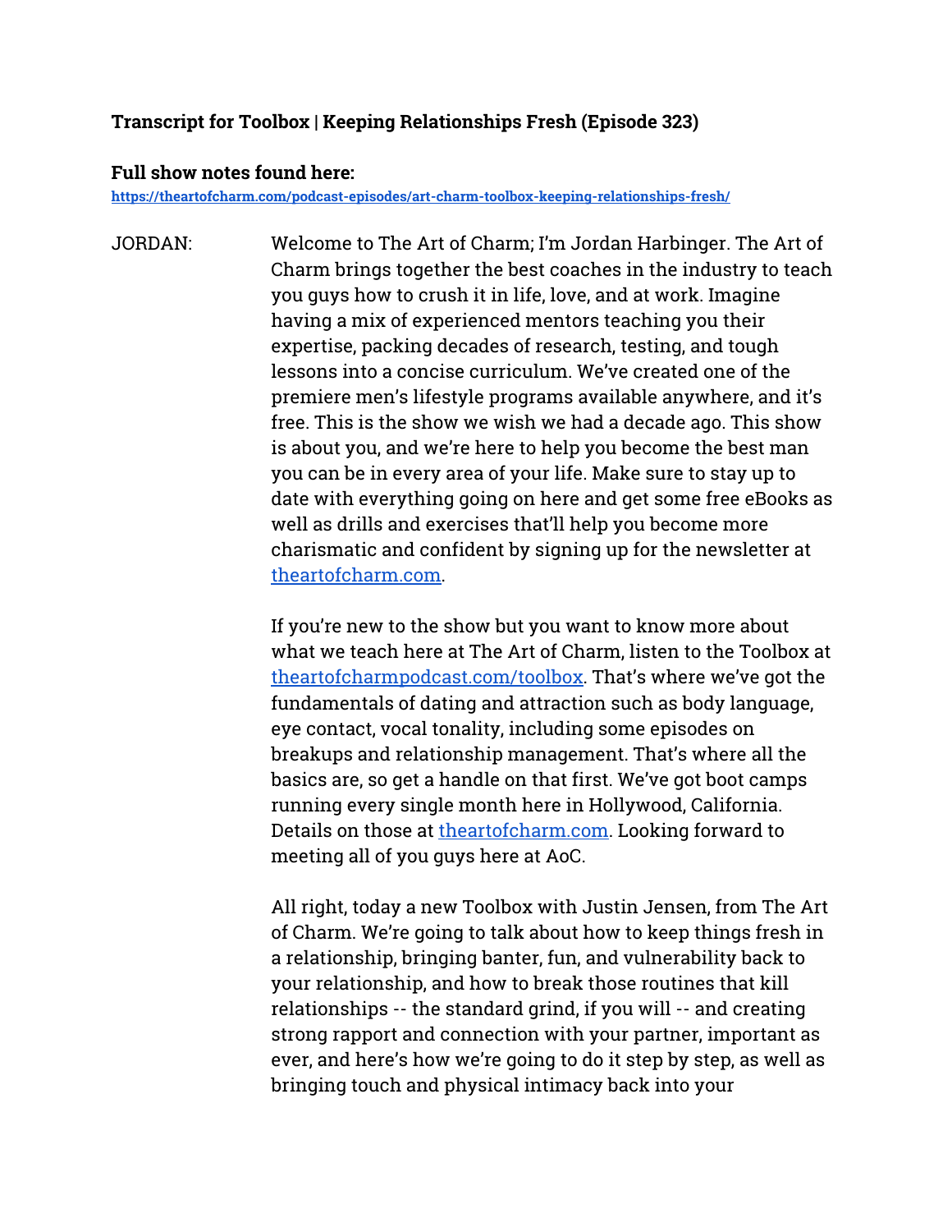**Transcript for Toolbox | Keeping Relationships Fresh (Episode 323)**

**Full show notes found here:**
https://theartofcharm.com/podcast-episodes/art-charm-toolbox-keeping-relationships-fresh/

JORDAN: Welcome to The Art of Charm; I'm Jordan Harbinger. The Art of Charm brings together the best coaches in the industry to teach you guys how to crush it in life, love, and at work. Imagine having a mix of experienced mentors teaching you their expertise, packing decades of research, testing, and tough lessons into a concise curriculum. We've created one of the premiere men's lifestyle programs available anywhere, and it's free. This is the show we wish we had a decade ago. This show is about you, and we're here to help you become the best man you can be in every area of your life. Make sure to stay up to date with everything going on here and get some free eBooks as well as drills and exercises that'll help you become more charismatic and confident by signing up for the newsletter at theartofcharm.com.

If you're new to the show but you want to know more about what we teach here at The Art of Charm, listen to the Toolbox at theartofcharmpodcast.com/toolbox. That's where we've got the fundamentals of dating and attraction such as body language, eye contact, vocal tonality, including some episodes on breakups and relationship management. That's where all the basics are, so get a handle on that first. We've got boot camps running every single month here in Hollywood, California. Details on those at theartofcharm.com. Looking forward to meeting all of you guys here at AoC.

All right, today a new Toolbox with Justin Jensen, from The Art of Charm. We're going to talk about how to keep things fresh in a relationship, bringing banter, fun, and vulnerability back to your relationship, and how to break those routines that kill relationships -- the standard grind, if you will -- and creating strong rapport and connection with your partner, important as ever, and here's how we're going to do it step by step, as well as bringing touch and physical intimacy back into your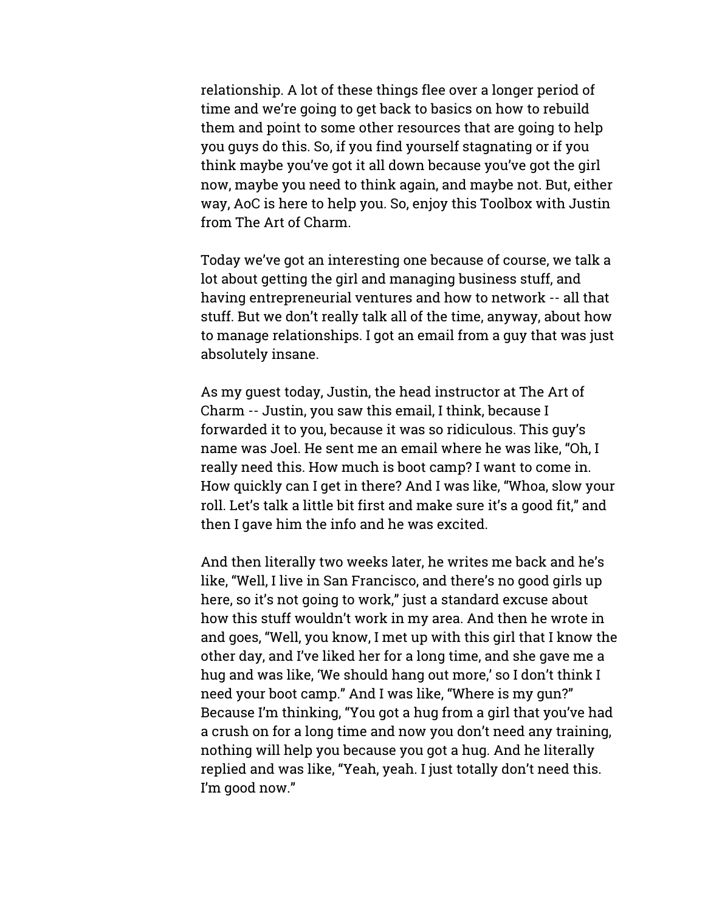relationship. A lot of these things flee over a longer period of time and we're going to get back to basics on how to rebuild them and point to some other resources that are going to help you guys do this. So, if you find yourself stagnating or if you think maybe you've got it all down because you've got the girl now, maybe you need to think again, and maybe not. But, either way, AoC is here to help you. So, enjoy this Toolbox with Justin from The Art of Charm.

Today we've got an interesting one because of course, we talk a lot about getting the girl and managing business stuff, and having entrepreneurial ventures and how to network -- all that stuff. But we don't really talk all of the time, anyway, about how to manage relationships. I got an email from a guy that was just absolutely insane.

As my guest today, Justin, the head instructor at The Art of Charm -- Justin, you saw this email, I think, because I forwarded it to you, because it was so ridiculous. This guy's name was Joel. He sent me an email where he was like, "Oh, I really need this. How much is boot camp? I want to come in. How quickly can I get in there? And I was like, "Whoa, slow your roll. Let's talk a little bit first and make sure it's a good fit," and then I gave him the info and he was excited.

And then literally two weeks later, he writes me back and he's like, "Well, I live in San Francisco, and there's no good girls up here, so it's not going to work," just a standard excuse about how this stuff wouldn't work in my area. And then he wrote in and goes, "Well, you know, I met up with this girl that I know the other day, and I've liked her for a long time, and she gave me a hug and was like, 'We should hang out more,' so I don't think I need your boot camp." And I was like, "Where is my gun?" Because I'm thinking, "You got a hug from a girl that you've had a crush on for a long time and now you don't need any training, nothing will help you because you got a hug. And he literally replied and was like, "Yeah, yeah. I just totally don't need this. I'm good now."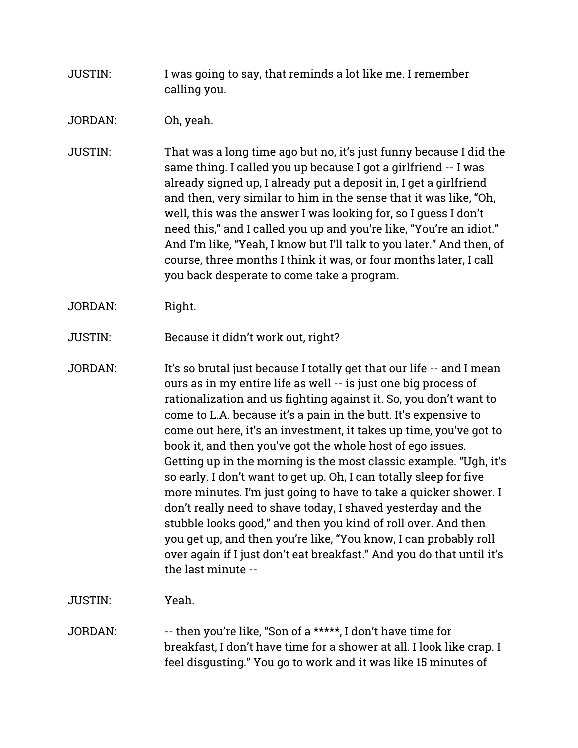JUSTIN: I was going to say, that reminds a lot like me. I remember calling you.

JORDAN: Oh, yeah.

JUSTIN: That was a long time ago but no, it's just funny because I did the same thing. I called you up because I got a girlfriend -- I was already signed up, I already put a deposit in, I get a girlfriend and then, very similar to him in the sense that it was like, "Oh, well, this was the answer I was looking for, so I guess I don't need this," and I called you up and you're like, "You're an idiot." And I'm like, "Yeah, I know but I'll talk to you later." And then, of course, three months I think it was, or four months later, I call you back desperate to come take a program.

JORDAN: Right.

JUSTIN: Because it didn't work out, right?

JORDAN: It's so brutal just because I totally get that our life -- and I mean ours as in my entire life as well -- is just one big process of rationalization and us fighting against it. So, you don't want to come to L.A. because it's a pain in the butt. It's expensive to come out here, it's an investment, it takes up time, you've got to book it, and then you've got the whole host of ego issues. Getting up in the morning is the most classic example. "Ugh, it's so early. I don't want to get up. Oh, I can totally sleep for five more minutes. I'm just going to have to take a quicker shower. I don't really need to shave today, I shaved yesterday and the stubble looks good," and then you kind of roll over. And then you get up, and then you're like, "You know, I can probably roll over again if I just don't eat breakfast." And you do that until it's the last minute --

JUSTIN: Yeah.

JORDAN: -- then you're like, "Son of a *****, I don't have time for breakfast, I don't have time for a shower at all. I look like crap. I feel disgusting." You go to work and it was like 15 minutes of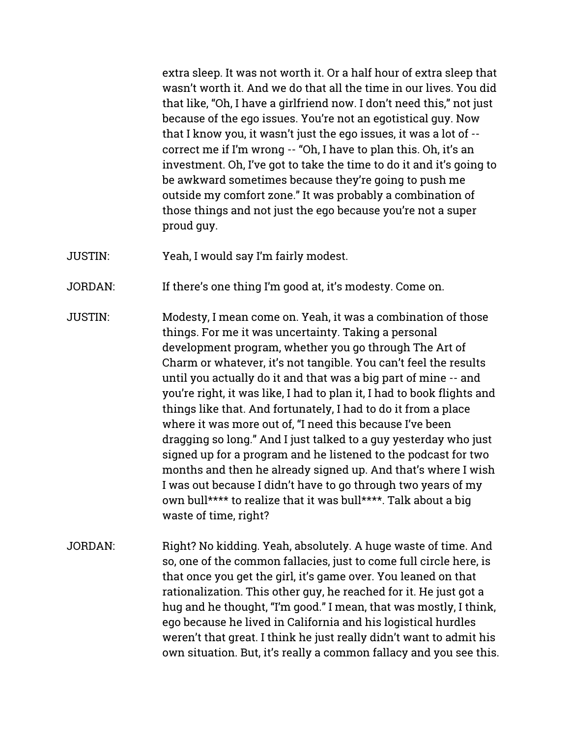extra sleep. It was not worth it. Or a half hour of extra sleep that wasn't worth it. And we do that all the time in our lives. You did that like, "Oh, I have a girlfriend now. I don't need this," not just because of the ego issues. You're not an egotistical guy. Now that I know you, it wasn't just the ego issues, it was a lot of -- correct me if I'm wrong -- "Oh, I have to plan this. Oh, it's an investment. Oh, I've got to take the time to do it and it's going to be awkward sometimes because they're going to push me outside my comfort zone." It was probably a combination of those things and not just the ego because you're not a super proud guy.

JUSTIN: Yeah, I would say I'm fairly modest.

JORDAN: If there's one thing I'm good at, it's modesty. Come on.

JUSTIN: Modesty, I mean come on. Yeah, it was a combination of those things. For me it was uncertainty. Taking a personal development program, whether you go through The Art of Charm or whatever, it's not tangible. You can't feel the results until you actually do it and that was a big part of mine -- and you're right, it was like, I had to plan it, I had to book flights and things like that. And fortunately, I had to do it from a place where it was more out of, "I need this because I've been dragging so long." And I just talked to a guy yesterday who just signed up for a program and he listened to the podcast for two months and then he already signed up. And that's where I wish I was out because I didn't have to go through two years of my own bull**** to realize that it was bull****. Talk about a big waste of time, right?

JORDAN: Right? No kidding. Yeah, absolutely. A huge waste of time. And so, one of the common fallacies, just to come full circle here, is that once you get the girl, it's game over. You leaned on that rationalization. This other guy, he reached for it. He just got a hug and he thought, "I'm good." I mean, that was mostly, I think, ego because he lived in California and his logistical hurdles weren't that great. I think he just really didn't want to admit his own situation. But, it's really a common fallacy and you see this.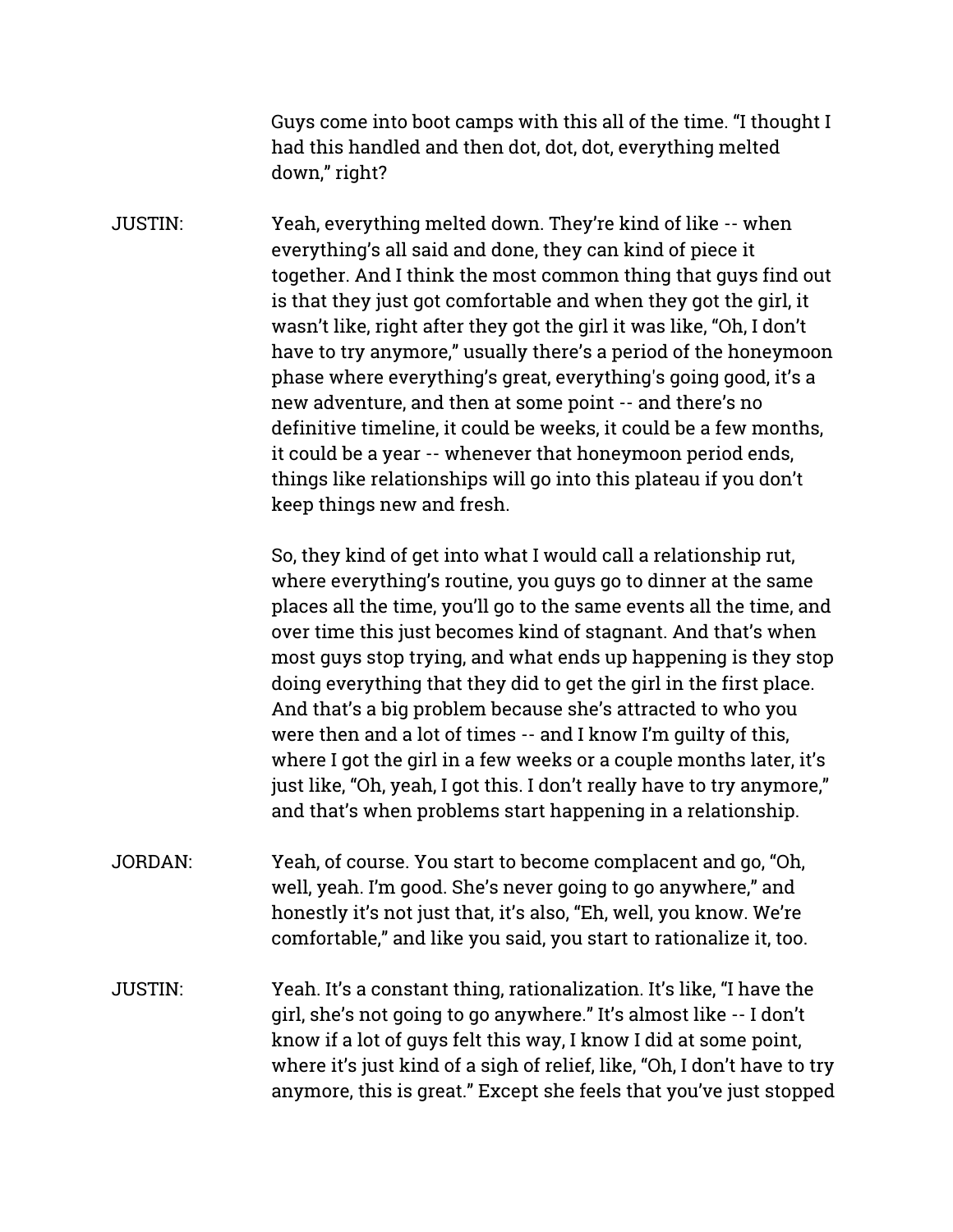Guys come into boot camps with this all of the time. "I thought I had this handled and then dot, dot, dot, everything melted down," right?

JUSTIN: Yeah, everything melted down. They're kind of like -- when everything's all said and done, they can kind of piece it together. And I think the most common thing that guys find out is that they just got comfortable and when they got the girl, it wasn't like, right after they got the girl it was like, "Oh, I don't have to try anymore," usually there's a period of the honeymoon phase where everything's great, everything's going good, it's a new adventure, and then at some point -- and there's no definitive timeline, it could be weeks, it could be a few months, it could be a year -- whenever that honeymoon period ends, things like relationships will go into this plateau if you don't keep things new and fresh.

So, they kind of get into what I would call a relationship rut, where everything's routine, you guys go to dinner at the same places all the time, you'll go to the same events all the time, and over time this just becomes kind of stagnant. And that's when most guys stop trying, and what ends up happening is they stop doing everything that they did to get the girl in the first place. And that's a big problem because she's attracted to who you were then and a lot of times -- and I know I'm guilty of this, where I got the girl in a few weeks or a couple months later, it's just like, "Oh, yeah, I got this. I don't really have to try anymore," and that's when problems start happening in a relationship.

JORDAN: Yeah, of course. You start to become complacent and go, "Oh, well, yeah. I'm good. She's never going to go anywhere," and honestly it's not just that, it's also, "Eh, well, you know. We're comfortable," and like you said, you start to rationalize it, too.

JUSTIN: Yeah. It's a constant thing, rationalization. It's like, "I have the girl, she's not going to go anywhere." It's almost like -- I don't know if a lot of guys felt this way, I know I did at some point, where it's just kind of a sigh of relief, like, "Oh, I don't have to try anymore, this is great." Except she feels that you've just stopped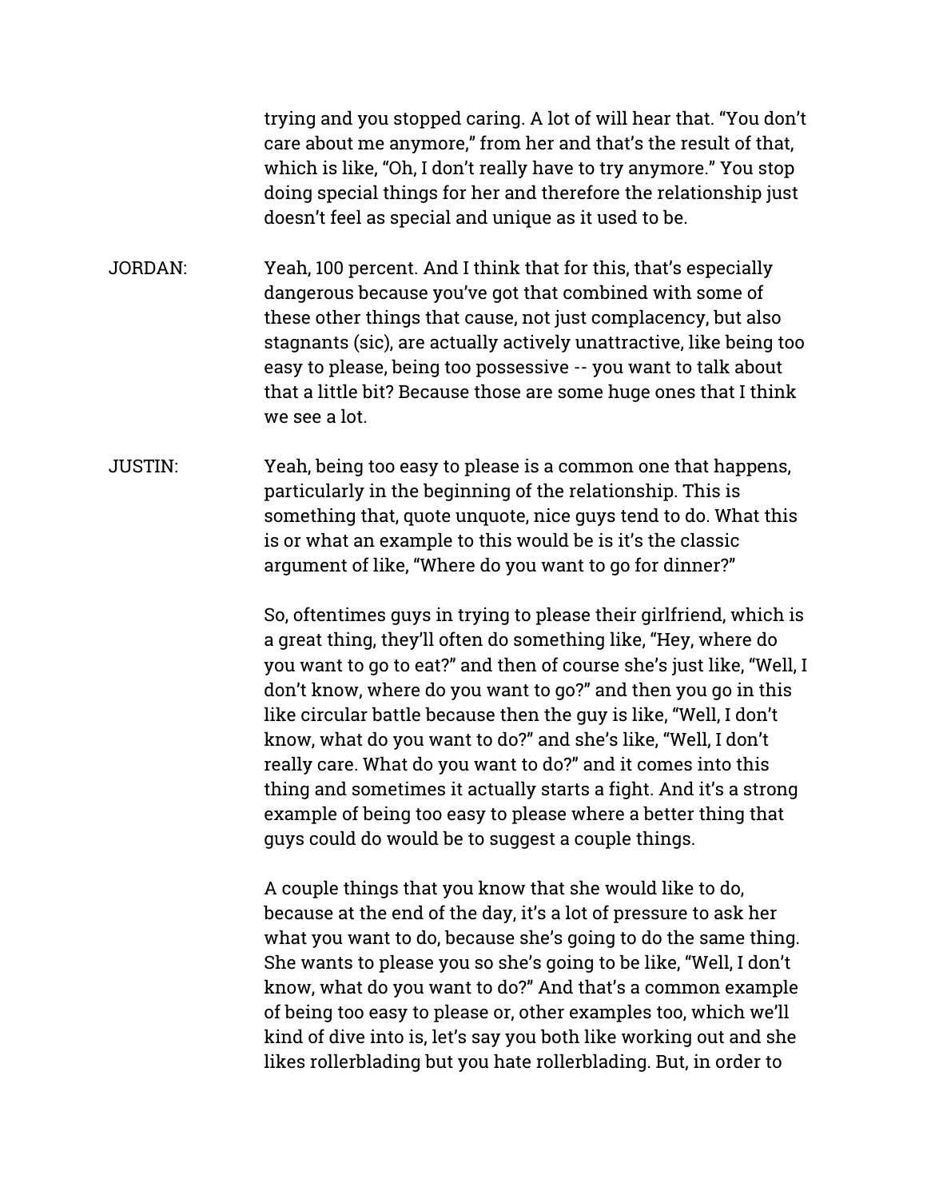trying and you stopped caring. A lot of will hear that. "You don't care about me anymore," from her and that's the result of that, which is like, "Oh, I don't really have to try anymore." You stop doing special things for her and therefore the relationship just doesn't feel as special and unique as it used to be.

JORDAN: Yeah, 100 percent. And I think that for this, that's especially dangerous because you've got that combined with some of these other things that cause, not just complacency, but also stagnants (sic), are actually actively unattractive, like being too easy to please, being too possessive -- you want to talk about that a little bit? Because those are some huge ones that I think we see a lot.

JUSTIN: Yeah, being too easy to please is a common one that happens, particularly in the beginning of the relationship. This is something that, quote unquote, nice guys tend to do. What this is or what an example to this would be is it's the classic argument of like, "Where do you want to go for dinner?"

So, oftentimes guys in trying to please their girlfriend, which is a great thing, they'll often do something like, "Hey, where do you want to go to eat?" and then of course she's just like, "Well, I don't know, where do you want to go?" and then you go in this like circular battle because then the guy is like, "Well, I don't know, what do you want to do?" and she's like, "Well, I don't really care. What do you want to do?" and it comes into this thing and sometimes it actually starts a fight. And it's a strong example of being too easy to please where a better thing that guys could do would be to suggest a couple things.

A couple things that you know that she would like to do, because at the end of the day, it's a lot of pressure to ask her what you want to do, because she's going to do the same thing. She wants to please you so she's going to be like, "Well, I don't know, what do you want to do?" And that's a common example of being too easy to please or, other examples too, which we'll kind of dive into is, let's say you both like working out and she likes rollerblading but you hate rollerblading. But, in order to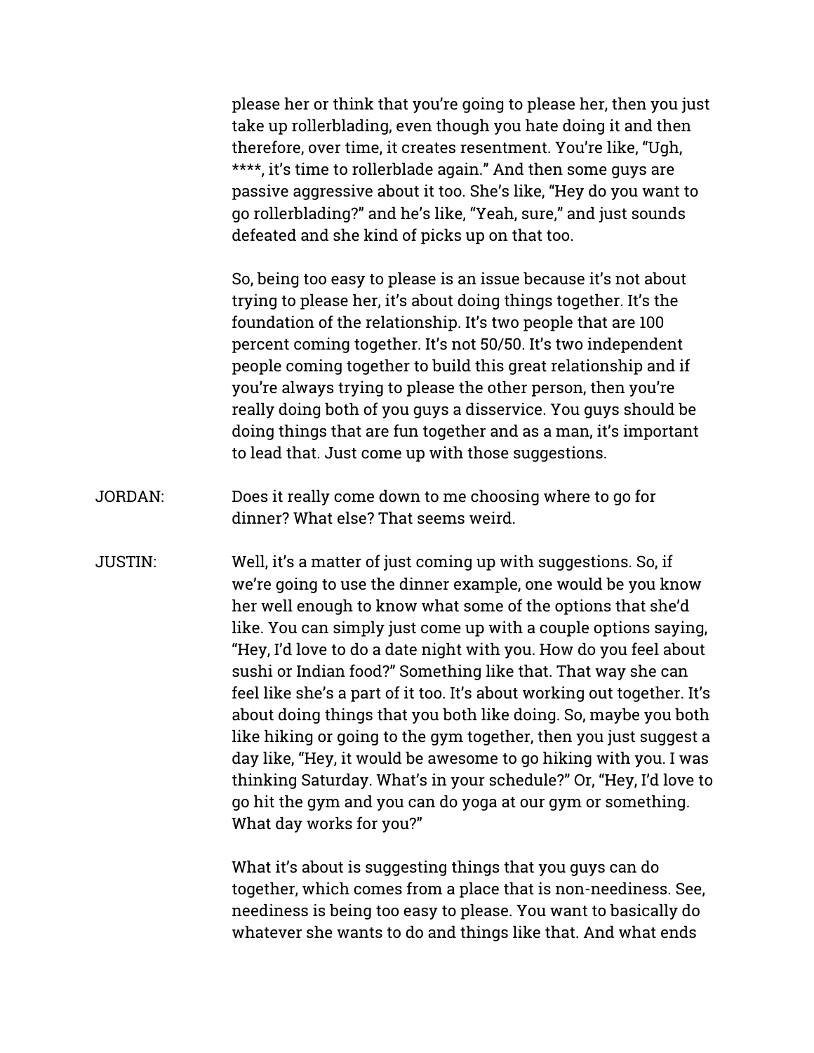please her or think that you're going to please her, then you just take up rollerblading, even though you hate doing it and then therefore, over time, it creates resentment. You're like, "Ugh, ****, it's time to rollerblade again." And then some guys are passive aggressive about it too. She's like, "Hey do you want to go rollerblading?" and he's like, "Yeah, sure," and just sounds defeated and she kind of picks up on that too.

So, being too easy to please is an issue because it's not about trying to please her, it's about doing things together. It's the foundation of the relationship. It's two people that are 100 percent coming together. It's not 50/50. It's two independent people coming together to build this great relationship and if you're always trying to please the other person, then you're really doing both of you guys a disservice. You guys should be doing things that are fun together and as a man, it's important to lead that. Just come up with those suggestions.

JORDAN: Does it really come down to me choosing where to go for dinner? What else? That seems weird.

JUSTIN: Well, it's a matter of just coming up with suggestions. So, if we're going to use the dinner example, one would be you know her well enough to know what some of the options that she'd like. You can simply just come up with a couple options saying, "Hey, I'd love to do a date night with you. How do you feel about sushi or Indian food?" Something like that. That way she can feel like she's a part of it too. It's about working out together. It's about doing things that you both like doing. So, maybe you both like hiking or going to the gym together, then you just suggest a day like, "Hey, it would be awesome to go hiking with you. I was thinking Saturday. What's in your schedule?" Or, "Hey, I'd love to go hit the gym and you can do yoga at our gym or something. What day works for you?"

What it's about is suggesting things that you guys can do together, which comes from a place that is non-neediness. See, neediness is being too easy to please. You want to basically do whatever she wants to do and things like that. And what ends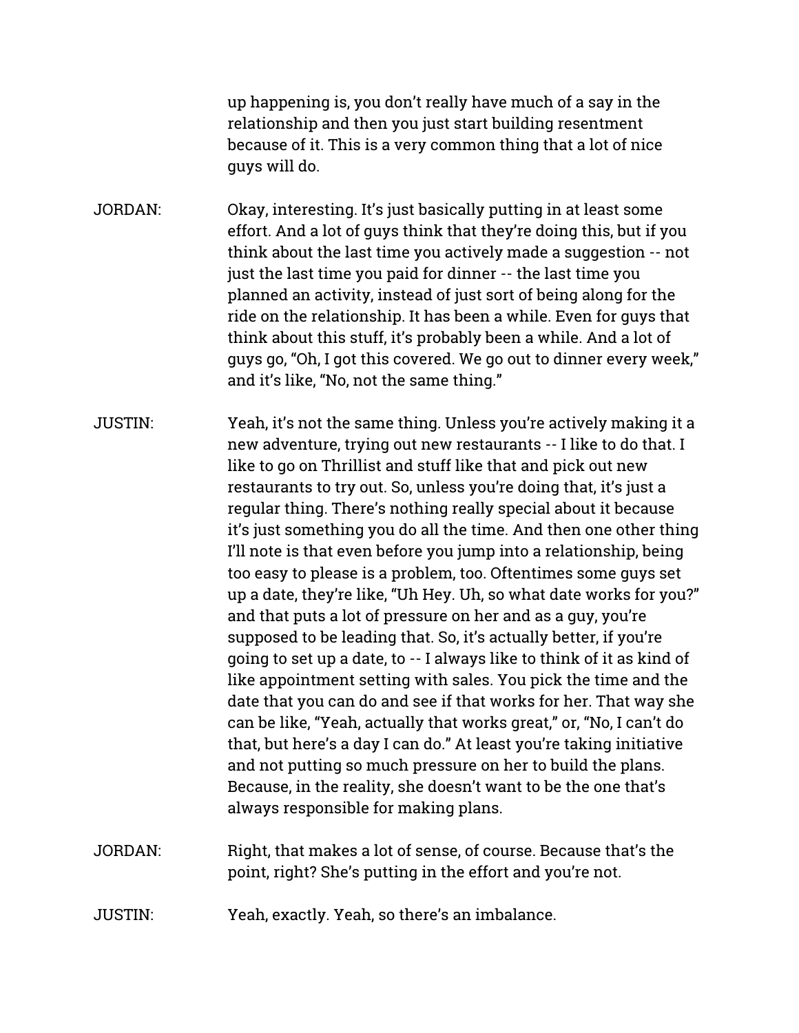up happening is, you don't really have much of a say in the relationship and then you just start building resentment because of it. This is a very common thing that a lot of nice guys will do.

JORDAN: Okay, interesting. It's just basically putting in at least some effort. And a lot of guys think that they're doing this, but if you think about the last time you actively made a suggestion -- not just the last time you paid for dinner -- the last time you planned an activity, instead of just sort of being along for the ride on the relationship. It has been a while. Even for guys that think about this stuff, it's probably been a while. And a lot of guys go, "Oh, I got this covered. We go out to dinner every week," and it's like, "No, not the same thing."

JUSTIN: Yeah, it's not the same thing. Unless you're actively making it a new adventure, trying out new restaurants -- I like to do that. I like to go on Thrillist and stuff like that and pick out new restaurants to try out. So, unless you're doing that, it's just a regular thing. There's nothing really special about it because it's just something you do all the time. And then one other thing I'll note is that even before you jump into a relationship, being too easy to please is a problem, too. Oftentimes some guys set up a date, they're like, "Uh Hey. Uh, so what date works for you?" and that puts a lot of pressure on her and as a guy, you're supposed to be leading that. So, it's actually better, if you're going to set up a date, to -- I always like to think of it as kind of like appointment setting with sales. You pick the time and the date that you can do and see if that works for her. That way she can be like, "Yeah, actually that works great," or, "No, I can't do that, but here's a day I can do." At least you're taking initiative and not putting so much pressure on her to build the plans. Because, in the reality, she doesn't want to be the one that's always responsible for making plans.

JORDAN: Right, that makes a lot of sense, of course. Because that's the point, right? She's putting in the effort and you're not.

JUSTIN: Yeah, exactly. Yeah, so there's an imbalance.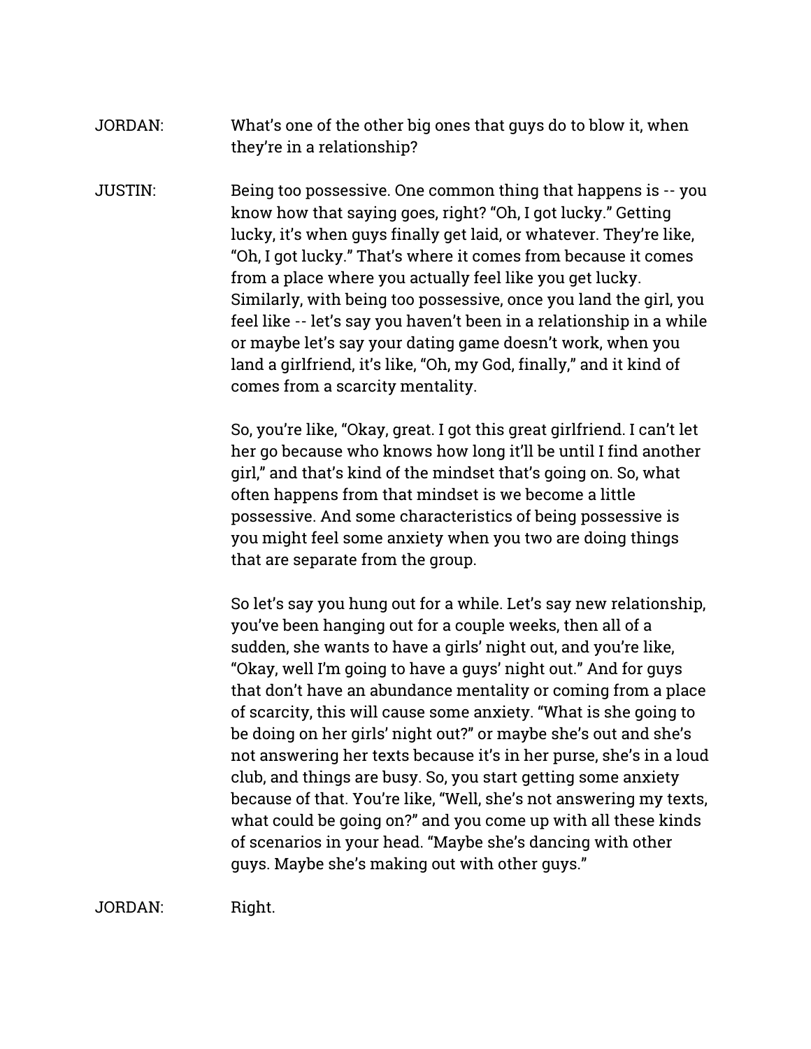JORDAN: What's one of the other big ones that guys do to blow it, when they're in a relationship?

JUSTIN: Being too possessive. One common thing that happens is -- you know how that saying goes, right? "Oh, I got lucky." Getting lucky, it's when guys finally get laid, or whatever. They're like, "Oh, I got lucky." That's where it comes from because it comes from a place where you actually feel like you get lucky. Similarly, with being too possessive, once you land the girl, you feel like -- let's say you haven't been in a relationship in a while or maybe let's say your dating game doesn't work, when you land a girlfriend, it's like, "Oh, my God, finally," and it kind of comes from a scarcity mentality.

So, you're like, "Okay, great. I got this great girlfriend. I can't let her go because who knows how long it'll be until I find another girl," and that's kind of the mindset that's going on. So, what often happens from that mindset is we become a little possessive. And some characteristics of being possessive is you might feel some anxiety when you two are doing things that are separate from the group.

So let's say you hung out for a while. Let's say new relationship, you've been hanging out for a couple weeks, then all of a sudden, she wants to have a girls' night out, and you're like, "Okay, well I'm going to have a guys' night out." And for guys that don't have an abundance mentality or coming from a place of scarcity, this will cause some anxiety. "What is she going to be doing on her girls' night out?" or maybe she's out and she's not answering her texts because it's in her purse, she's in a loud club, and things are busy. So, you start getting some anxiety because of that. You're like, "Well, she's not answering my texts, what could be going on?" and you come up with all these kinds of scenarios in your head. "Maybe she's dancing with other guys. Maybe she's making out with other guys."

JORDAN: Right.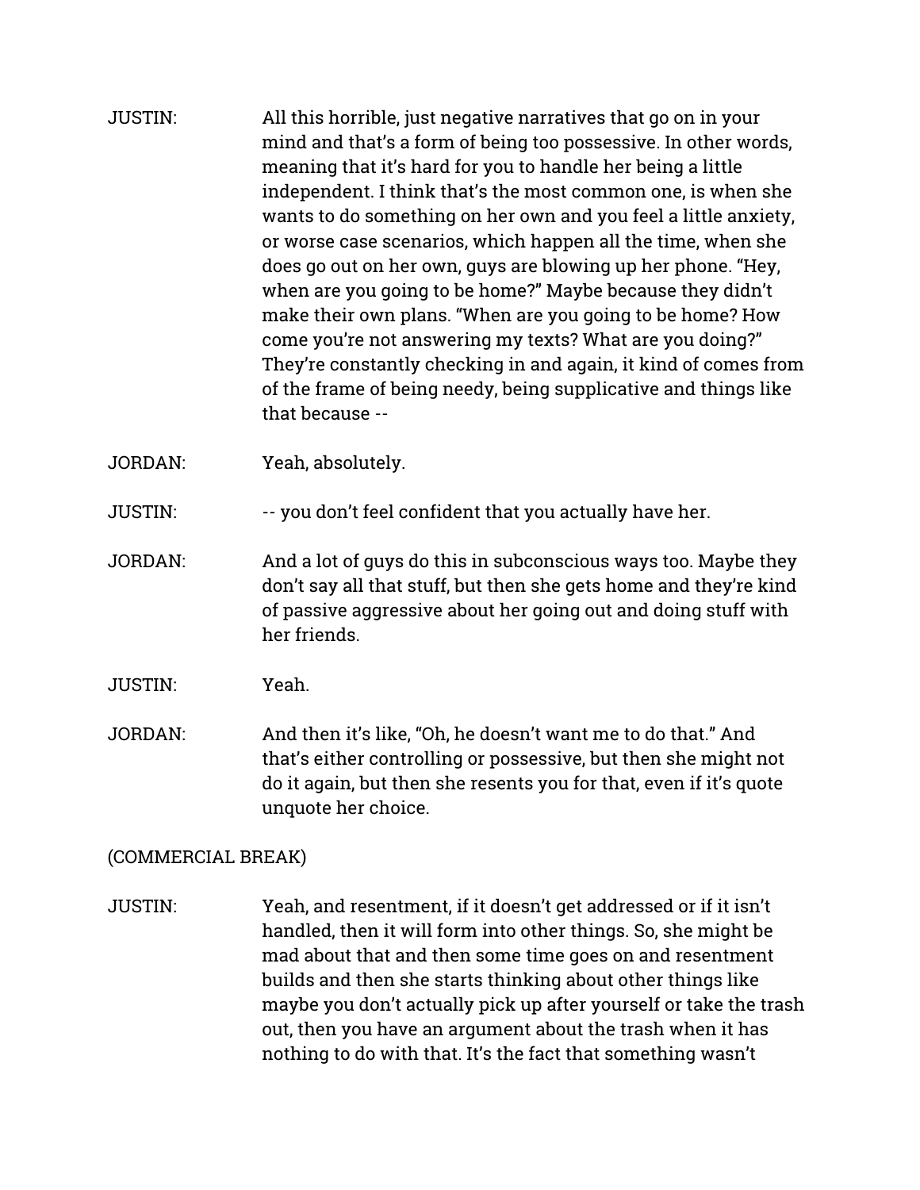JUSTIN: All this horrible, just negative narratives that go on in your mind and that's a form of being too possessive. In other words, meaning that it's hard for you to handle her being a little independent. I think that's the most common one, is when she wants to do something on her own and you feel a little anxiety, or worse case scenarios, which happen all the time, when she does go out on her own, guys are blowing up her phone. "Hey, when are you going to be home?" Maybe because they didn't make their own plans. "When are you going to be home? How come you're not answering my texts? What are you doing?" They're constantly checking in and again, it kind of comes from of the frame of being needy, being supplicative and things like that because --

JORDAN: Yeah, absolutely.

JUSTIN: -- you don't feel confident that you actually have her.

JORDAN: And a lot of guys do this in subconscious ways too. Maybe they don't say all that stuff, but then she gets home and they're kind of passive aggressive about her going out and doing stuff with her friends.

JUSTIN: Yeah.

JORDAN: And then it's like, "Oh, he doesn't want me to do that." And that's either controlling or possessive, but then she might not do it again, but then she resents you for that, even if it's quote unquote her choice.

(COMMERCIAL BREAK)

JUSTIN: Yeah, and resentment, if it doesn't get addressed or if it isn't handled, then it will form into other things. So, she might be mad about that and then some time goes on and resentment builds and then she starts thinking about other things like maybe you don't actually pick up after yourself or take the trash out, then you have an argument about the trash when it has nothing to do with that. It's the fact that something wasn't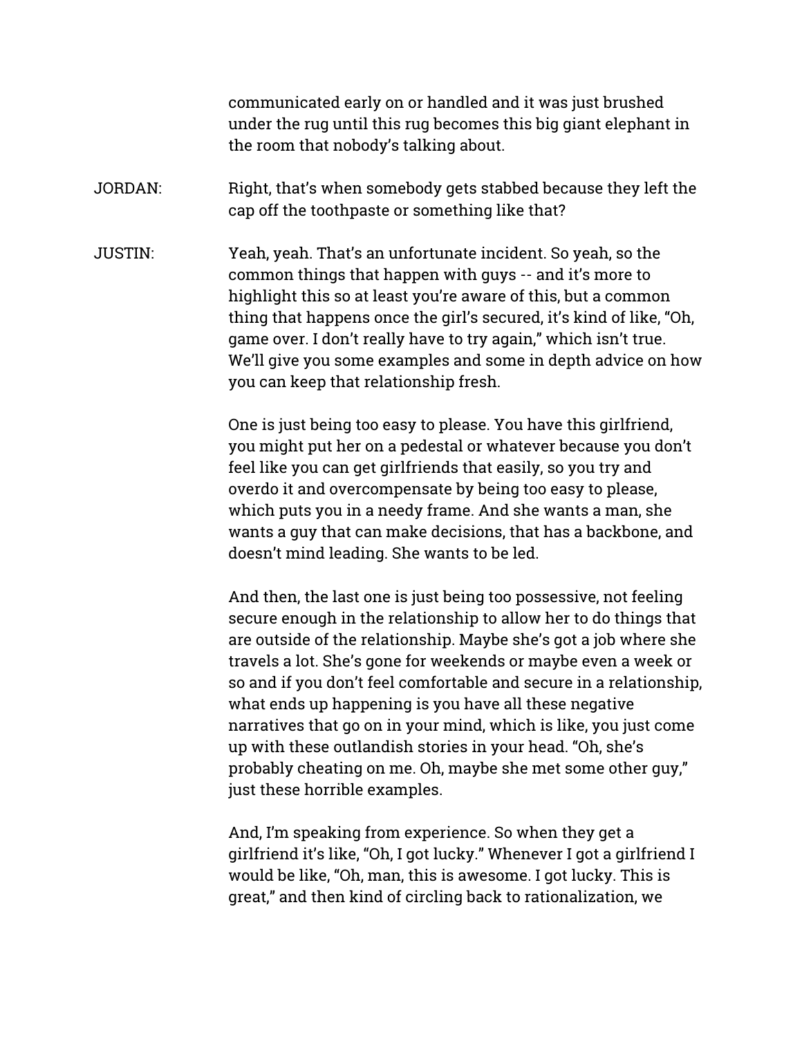communicated early on or handled and it was just brushed under the rug until this rug becomes this big giant elephant in the room that nobody's talking about.

JORDAN: Right, that's when somebody gets stabbed because they left the cap off the toothpaste or something like that?

JUSTIN: Yeah, yeah. That's an unfortunate incident. So yeah, so the common things that happen with guys -- and it's more to highlight this so at least you're aware of this, but a common thing that happens once the girl's secured, it's kind of like, "Oh, game over. I don't really have to try again," which isn't true. We'll give you some examples and some in depth advice on how you can keep that relationship fresh.

One is just being too easy to please. You have this girlfriend, you might put her on a pedestal or whatever because you don't feel like you can get girlfriends that easily, so you try and overdo it and overcompensate by being too easy to please, which puts you in a needy frame. And she wants a man, she wants a guy that can make decisions, that has a backbone, and doesn't mind leading. She wants to be led.

And then, the last one is just being too possessive, not feeling secure enough in the relationship to allow her to do things that are outside of the relationship. Maybe she's got a job where she travels a lot. She's gone for weekends or maybe even a week or so and if you don't feel comfortable and secure in a relationship, what ends up happening is you have all these negative narratives that go on in your mind, which is like, you just come up with these outlandish stories in your head. "Oh, she's probably cheating on me. Oh, maybe she met some other guy," just these horrible examples.

And, I'm speaking from experience. So when they get a girlfriend it's like, "Oh, I got lucky." Whenever I got a girlfriend I would be like, "Oh, man, this is awesome. I got lucky. This is great," and then kind of circling back to rationalization, we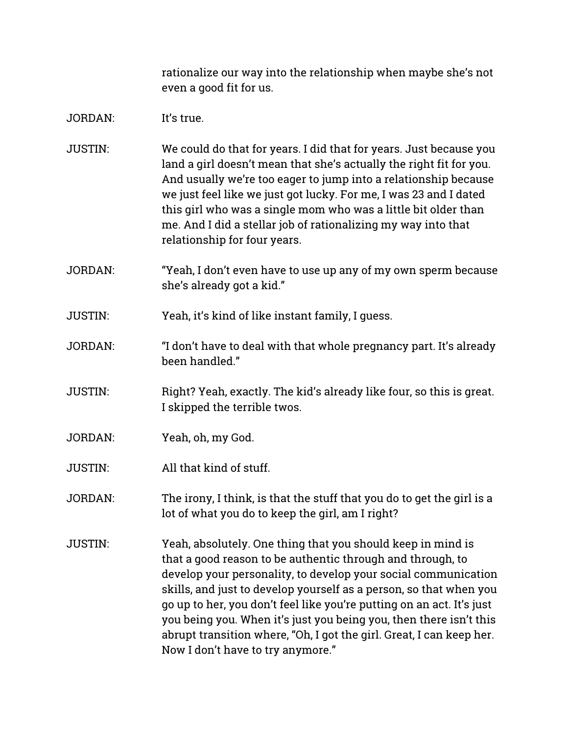rationalize our way into the relationship when maybe she's not even a good fit for us.

JORDAN: It's true.

JUSTIN: We could do that for years. I did that for years. Just because you land a girl doesn't mean that she's actually the right fit for you. And usually we're too eager to jump into a relationship because we just feel like we just got lucky. For me, I was 23 and I dated this girl who was a single mom who was a little bit older than me. And I did a stellar job of rationalizing my way into that relationship for four years.

JORDAN: "Yeah, I don't even have to use up any of my own sperm because she's already got a kid."

JUSTIN: Yeah, it's kind of like instant family, I guess.

JORDAN: "I don't have to deal with that whole pregnancy part. It's already been handled."

JUSTIN: Right? Yeah, exactly. The kid's already like four, so this is great. I skipped the terrible twos.

JORDAN: Yeah, oh, my God.

JUSTIN: All that kind of stuff.

JORDAN: The irony, I think, is that the stuff that you do to get the girl is a lot of what you do to keep the girl, am I right?

JUSTIN: Yeah, absolutely. One thing that you should keep in mind is that a good reason to be authentic through and through, to develop your personality, to develop your social communication skills, and just to develop yourself as a person, so that when you go up to her, you don't feel like you're putting on an act. It's just you being you. When it's just you being you, then there isn't this abrupt transition where, "Oh, I got the girl. Great, I can keep her. Now I don't have to try anymore."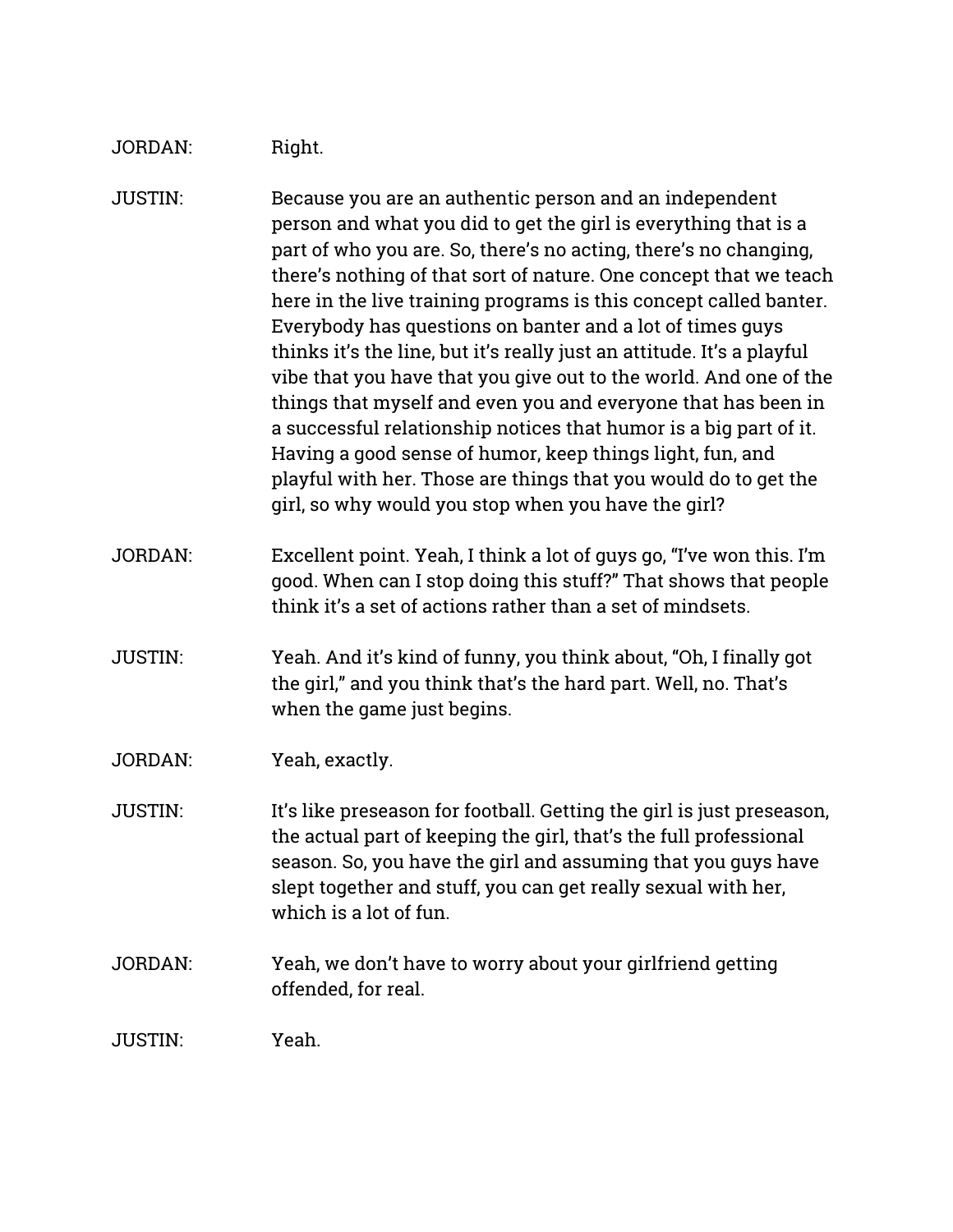JORDAN: Right.

JUSTIN: Because you are an authentic person and an independent person and what you did to get the girl is everything that is a part of who you are. So, there's no acting, there's no changing, there's nothing of that sort of nature. One concept that we teach here in the live training programs is this concept called banter. Everybody has questions on banter and a lot of times guys thinks it's the line, but it's really just an attitude. It's a playful vibe that you have that you give out to the world. And one of the things that myself and even you and everyone that has been in a successful relationship notices that humor is a big part of it. Having a good sense of humor, keep things light, fun, and playful with her. Those are things that you would do to get the girl, so why would you stop when you have the girl?

JORDAN: Excellent point. Yeah, I think a lot of guys go, "I've won this. I'm good. When can I stop doing this stuff?" That shows that people think it's a set of actions rather than a set of mindsets.

JUSTIN: Yeah. And it's kind of funny, you think about, "Oh, I finally got the girl," and you think that's the hard part. Well, no. That's when the game just begins.

JORDAN: Yeah, exactly.

JUSTIN: It's like preseason for football. Getting the girl is just preseason, the actual part of keeping the girl, that's the full professional season. So, you have the girl and assuming that you guys have slept together and stuff, you can get really sexual with her, which is a lot of fun.

JORDAN: Yeah, we don't have to worry about your girlfriend getting offended, for real.

JUSTIN: Yeah.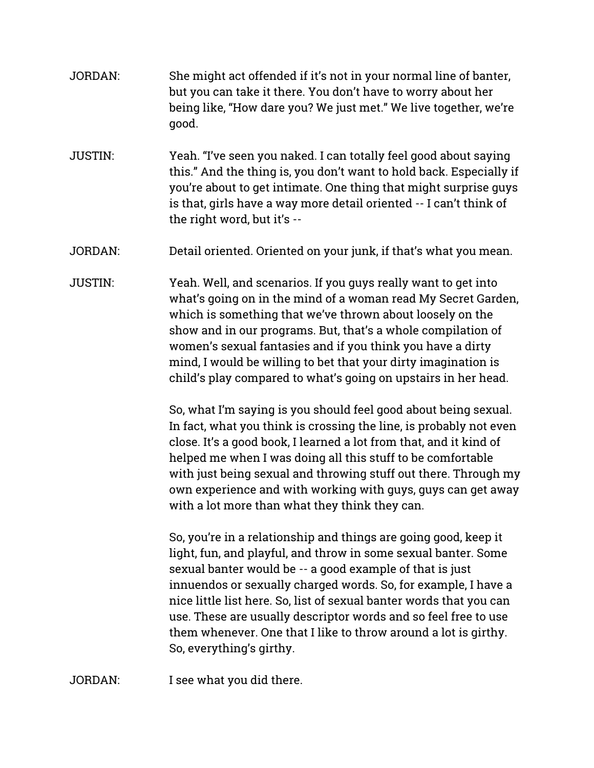JORDAN: She might act offended if it's not in your normal line of banter, but you can take it there. You don't have to worry about her being like, "How dare you? We just met." We live together, we're good.

JUSTIN: Yeah. "I've seen you naked. I can totally feel good about saying this." And the thing is, you don't want to hold back. Especially if you're about to get intimate. One thing that might surprise guys is that, girls have a way more detail oriented -- I can't think of the right word, but it's --

JORDAN: Detail oriented. Oriented on your junk, if that's what you mean.

JUSTIN: Yeah. Well, and scenarios. If you guys really want to get into what's going on in the mind of a woman read My Secret Garden, which is something that we've thrown about loosely on the show and in our programs. But, that's a whole compilation of women's sexual fantasies and if you think you have a dirty mind, I would be willing to bet that your dirty imagination is child's play compared to what's going on upstairs in her head.

So, what I'm saying is you should feel good about being sexual. In fact, what you think is crossing the line, is probably not even close. It's a good book, I learned a lot from that, and it kind of helped me when I was doing all this stuff to be comfortable with just being sexual and throwing stuff out there. Through my own experience and with working with guys, guys can get away with a lot more than what they think they can.

So, you're in a relationship and things are going good, keep it light, fun, and playful, and throw in some sexual banter. Some sexual banter would be -- a good example of that is just innuendos or sexually charged words. So, for example, I have a nice little list here. So, list of sexual banter words that you can use. These are usually descriptor words and so feel free to use them whenever. One that I like to throw around a lot is girthy. So, everything's girthy.

JORDAN: I see what you did there.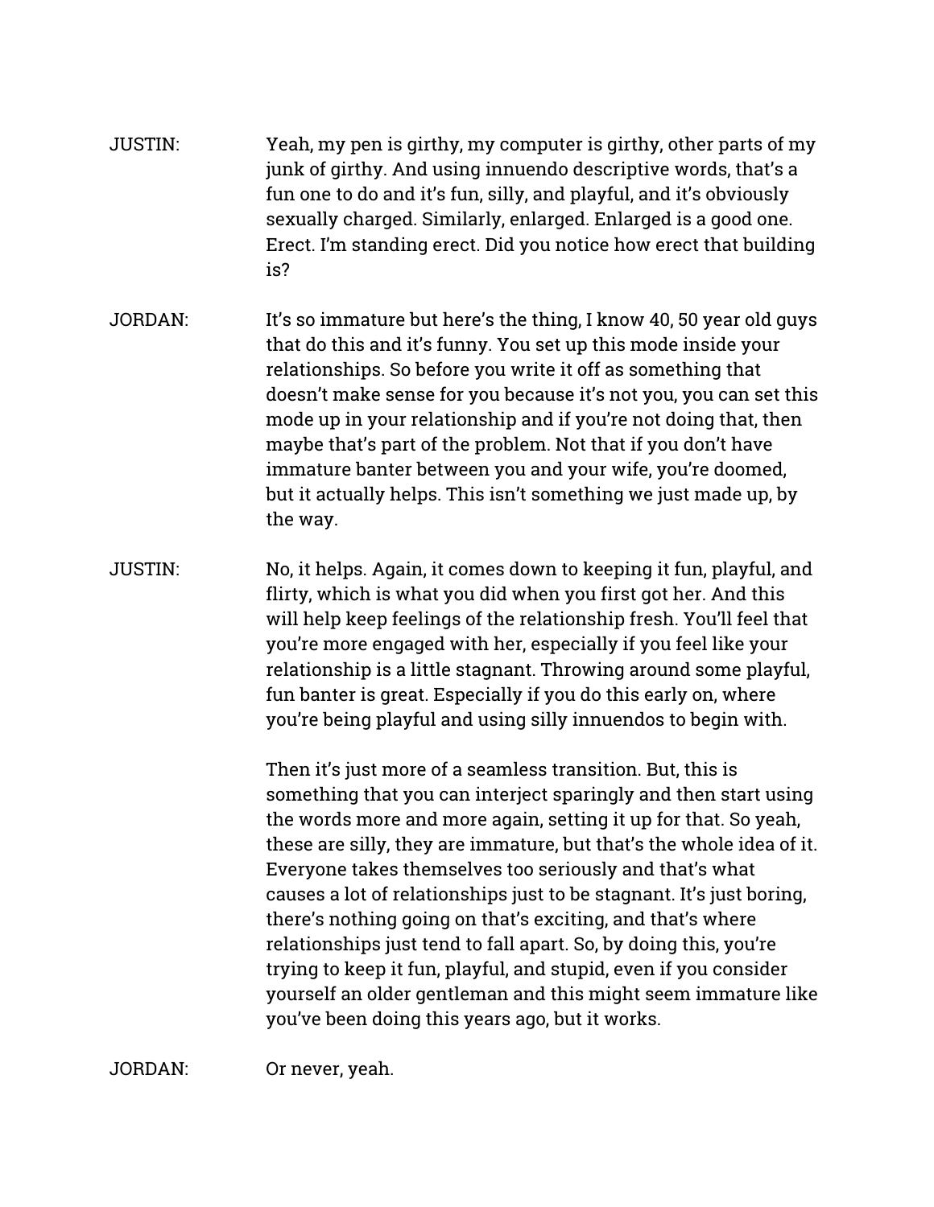JUSTIN: Yeah, my pen is girthy, my computer is girthy, other parts of my junk of girthy. And using innuendo descriptive words, that's a fun one to do and it's fun, silly, and playful, and it's obviously sexually charged. Similarly, enlarged. Enlarged is a good one. Erect. I'm standing erect. Did you notice how erect that building is?

JORDAN: It's so immature but here's the thing, I know 40, 50 year old guys that do this and it's funny. You set up this mode inside your relationships. So before you write it off as something that doesn't make sense for you because it's not you, you can set this mode up in your relationship and if you're not doing that, then maybe that's part of the problem. Not that if you don't have immature banter between you and your wife, you're doomed, but it actually helps. This isn't something we just made up, by the way.

JUSTIN: No, it helps. Again, it comes down to keeping it fun, playful, and flirty, which is what you did when you first got her. And this will help keep feelings of the relationship fresh. You'll feel that you're more engaged with her, especially if you feel like your relationship is a little stagnant. Throwing around some playful, fun banter is great. Especially if you do this early on, where you're being playful and using silly innuendos to begin with.

Then it's just more of a seamless transition. But, this is something that you can interject sparingly and then start using the words more and more again, setting it up for that. So yeah, these are silly, they are immature, but that's the whole idea of it. Everyone takes themselves too seriously and that's what causes a lot of relationships just to be stagnant. It's just boring, there's nothing going on that's exciting, and that's where relationships just tend to fall apart. So, by doing this, you're trying to keep it fun, playful, and stupid, even if you consider yourself an older gentleman and this might seem immature like you've been doing this years ago, but it works.

JORDAN: Or never, yeah.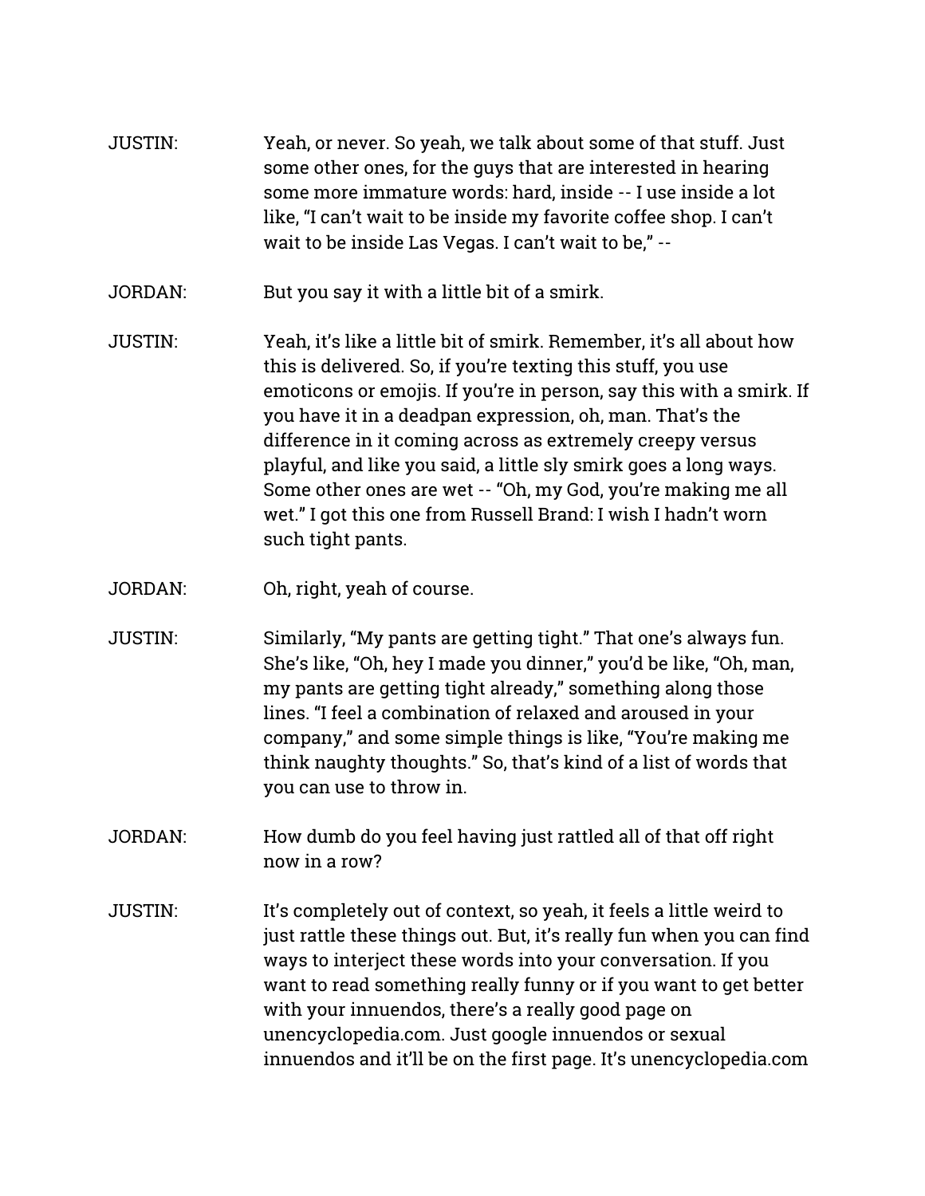JUSTIN: Yeah, or never. So yeah, we talk about some of that stuff. Just some other ones, for the guys that are interested in hearing some more immature words: hard, inside -- I use inside a lot like, "I can't wait to be inside my favorite coffee shop. I can't wait to be inside Las Vegas. I can't wait to be," --

JORDAN: But you say it with a little bit of a smirk.

JUSTIN: Yeah, it's like a little bit of smirk. Remember, it's all about how this is delivered. So, if you're texting this stuff, you use emoticons or emojis. If you're in person, say this with a smirk. If you have it in a deadpan expression, oh, man. That's the difference in it coming across as extremely creepy versus playful, and like you said, a little sly smirk goes a long ways. Some other ones are wet -- "Oh, my God, you're making me all wet." I got this one from Russell Brand: I wish I hadn't worn such tight pants.

JORDAN: Oh, right, yeah of course.

JUSTIN: Similarly, "My pants are getting tight." That one's always fun. She's like, "Oh, hey I made you dinner," you'd be like, "Oh, man, my pants are getting tight already," something along those lines. "I feel a combination of relaxed and aroused in your company," and some simple things is like, "You're making me think naughty thoughts." So, that's kind of a list of words that you can use to throw in.

JORDAN: How dumb do you feel having just rattled all of that off right now in a row?

JUSTIN: It's completely out of context, so yeah, it feels a little weird to just rattle these things out. But, it's really fun when you can find ways to interject these words into your conversation. If you want to read something really funny or if you want to get better with your innuendos, there's a really good page on unencyclopedia.com. Just google innuendos or sexual innuendos and it'll be on the first page. It's unencyclopedia.com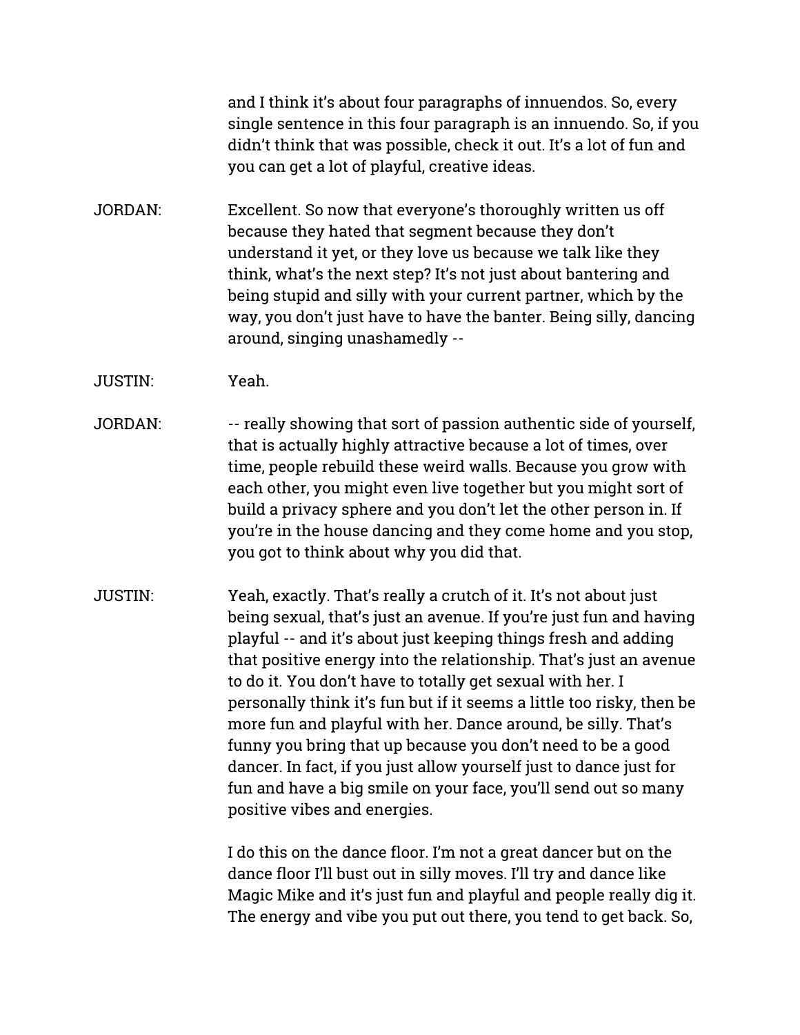and I think it's about four paragraphs of innuendos. So, every single sentence in this four paragraph is an innuendo. So, if you didn't think that was possible, check it out. It's a lot of fun and you can get a lot of playful, creative ideas.

JORDAN: Excellent. So now that everyone's thoroughly written us off because they hated that segment because they don't understand it yet, or they love us because we talk like they think, what's the next step? It's not just about bantering and being stupid and silly with your current partner, which by the way, you don't just have to have the banter. Being silly, dancing around, singing unashamedly --

JUSTIN: Yeah.

JORDAN: -- really showing that sort of passion authentic side of yourself, that is actually highly attractive because a lot of times, over time, people rebuild these weird walls. Because you grow with each other, you might even live together but you might sort of build a privacy sphere and you don't let the other person in. If you're in the house dancing and they come home and you stop, you got to think about why you did that.

JUSTIN: Yeah, exactly. That's really a crutch of it. It's not about just being sexual, that's just an avenue. If you're just fun and having playful -- and it's about just keeping things fresh and adding that positive energy into the relationship. That's just an avenue to do it. You don't have to totally get sexual with her. I personally think it's fun but if it seems a little too risky, then be more fun and playful with her. Dance around, be silly. That's funny you bring that up because you don't need to be a good dancer. In fact, if you just allow yourself just to dance just for fun and have a big smile on your face, you'll send out so many positive vibes and energies.

I do this on the dance floor. I'm not a great dancer but on the dance floor I'll bust out in silly moves. I'll try and dance like Magic Mike and it's just fun and playful and people really dig it. The energy and vibe you put out there, you tend to get back. So,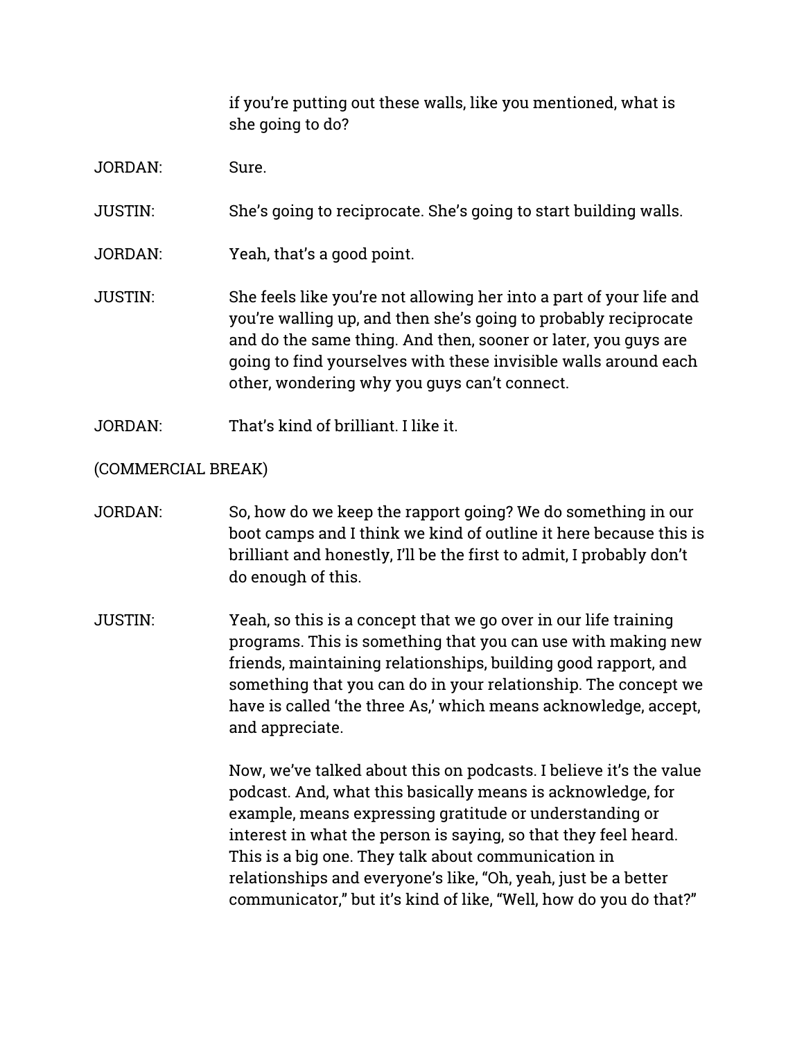if you're putting out these walls, like you mentioned, what is she going to do?

JORDAN: Sure.

JUSTIN: She's going to reciprocate. She's going to start building walls.

JORDAN: Yeah, that's a good point.

JUSTIN: She feels like you're not allowing her into a part of your life and you're walling up, and then she's going to probably reciprocate and do the same thing. And then, sooner or later, you guys are going to find yourselves with these invisible walls around each other, wondering why you guys can't connect.

JORDAN: That's kind of brilliant. I like it.

(COMMERCIAL BREAK)

JORDAN: So, how do we keep the rapport going? We do something in our boot camps and I think we kind of outline it here because this is brilliant and honestly, I'll be the first to admit, I probably don't do enough of this.

JUSTIN: Yeah, so this is a concept that we go over in our life training programs. This is something that you can use with making new friends, maintaining relationships, building good rapport, and something that you can do in your relationship. The concept we have is called 'the three As,' which means acknowledge, accept, and appreciate.

Now, we've talked about this on podcasts. I believe it's the value podcast. And, what this basically means is acknowledge, for example, means expressing gratitude or understanding or interest in what the person is saying, so that they feel heard. This is a big one. They talk about communication in relationships and everyone's like, "Oh, yeah, just be a better communicator," but it's kind of like, "Well, how do you do that?"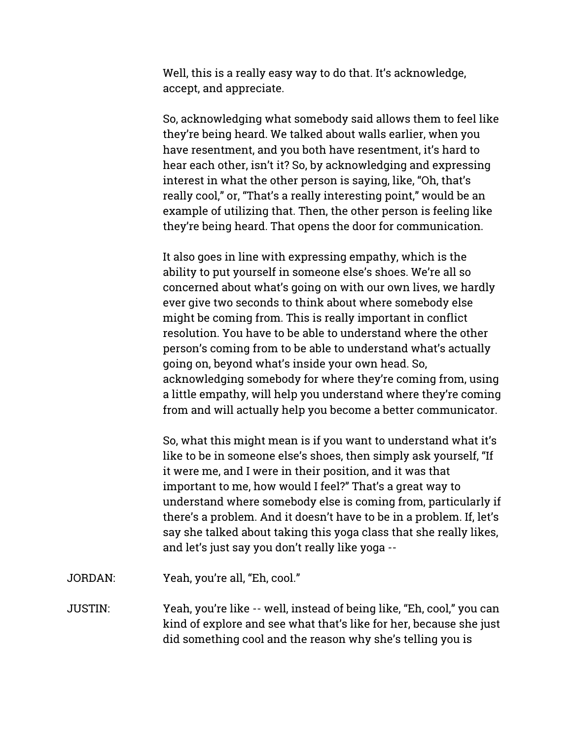Well, this is a really easy way to do that. It's acknowledge, accept, and appreciate.

So, acknowledging what somebody said allows them to feel like they're being heard. We talked about walls earlier, when you have resentment, and you both have resentment, it's hard to hear each other, isn't it? So, by acknowledging and expressing interest in what the other person is saying, like, "Oh, that's really cool," or, "That's a really interesting point," would be an example of utilizing that. Then, the other person is feeling like they're being heard. That opens the door for communication.

It also goes in line with expressing empathy, which is the ability to put yourself in someone else's shoes. We're all so concerned about what's going on with our own lives, we hardly ever give two seconds to think about where somebody else might be coming from. This is really important in conflict resolution. You have to be able to understand where the other person's coming from to be able to understand what's actually going on, beyond what's inside your own head. So, acknowledging somebody for where they're coming from, using a little empathy, will help you understand where they're coming from and will actually help you become a better communicator.

So, what this might mean is if you want to understand what it's like to be in someone else's shoes, then simply ask yourself, "If it were me, and I were in their position, and it was that important to me, how would I feel?" That's a great way to understand where somebody else is coming from, particularly if there's a problem. And it doesn't have to be in a problem. If, let's say she talked about taking this yoga class that she really likes, and let's just say you don't really like yoga --

JORDAN: Yeah, you're all, "Eh, cool."

JUSTIN: Yeah, you're like -- well, instead of being like, "Eh, cool," you can kind of explore and see what that's like for her, because she just did something cool and the reason why she's telling you is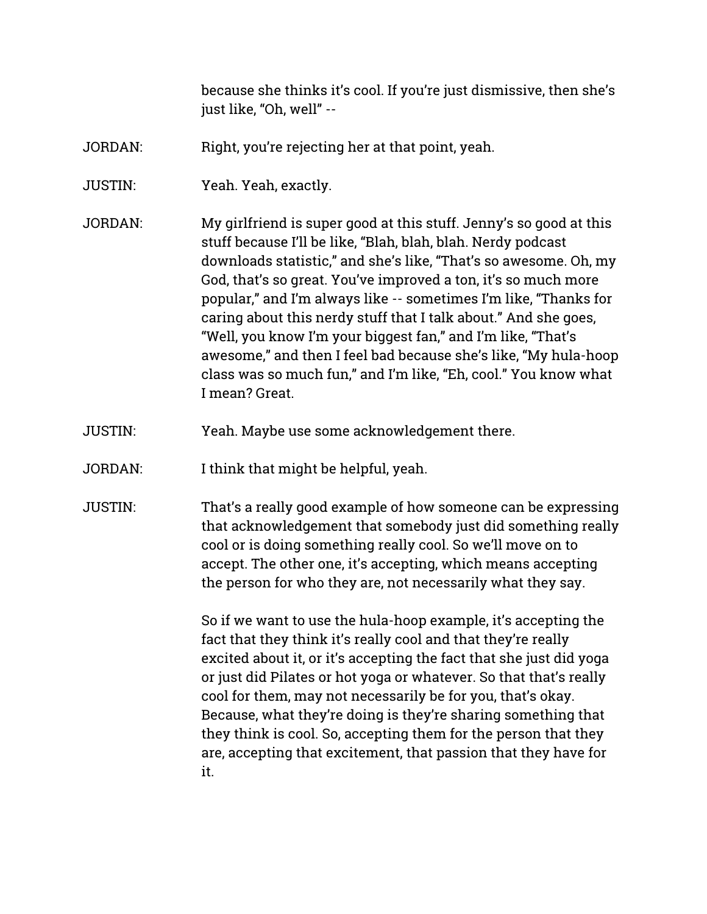because she thinks it's cool. If you're just dismissive, then she's just like, "Oh, well" --

JORDAN: Right, you're rejecting her at that point, yeah.

JUSTIN: Yeah. Yeah, exactly.

JORDAN: My girlfriend is super good at this stuff. Jenny's so good at this stuff because I'll be like, "Blah, blah, blah. Nerdy podcast downloads statistic," and she's like, "That's so awesome. Oh, my God, that's so great. You've improved a ton, it's so much more popular," and I'm always like -- sometimes I'm like, "Thanks for caring about this nerdy stuff that I talk about." And she goes, "Well, you know I'm your biggest fan," and I'm like, "That's awesome," and then I feel bad because she's like, "My hula-hoop class was so much fun," and I'm like, "Eh, cool." You know what I mean? Great.

JUSTIN: Yeah. Maybe use some acknowledgement there.

JORDAN: I think that might be helpful, yeah.

JUSTIN: That's a really good example of how someone can be expressing that acknowledgement that somebody just did something really cool or is doing something really cool. So we'll move on to accept. The other one, it's accepting, which means accepting the person for who they are, not necessarily what they say.

So if we want to use the hula-hoop example, it's accepting the fact that they think it's really cool and that they're really excited about it, or it's accepting the fact that she just did yoga or just did Pilates or hot yoga or whatever. So that that's really cool for them, may not necessarily be for you, that's okay. Because, what they're doing is they're sharing something that they think is cool. So, accepting them for the person that they are, accepting that excitement, that passion that they have for it.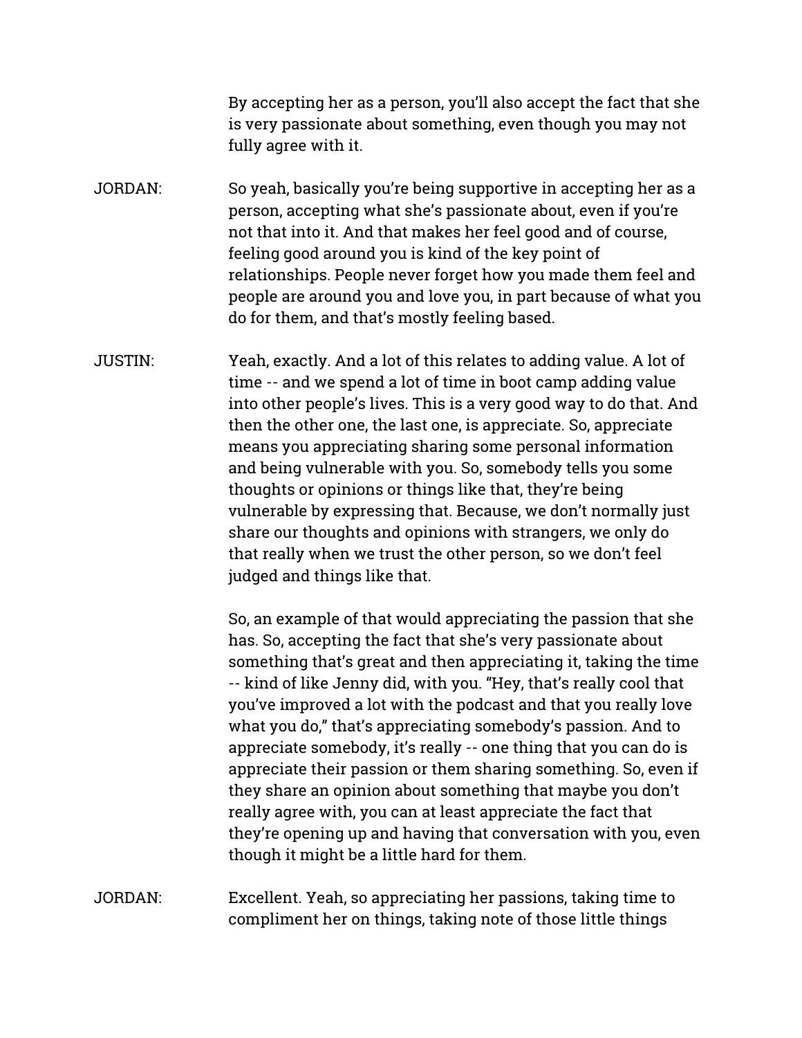By accepting her as a person, you'll also accept the fact that she is very passionate about something, even though you may not fully agree with it.

JORDAN: So yeah, basically you're being supportive in accepting her as a person, accepting what she's passionate about, even if you're not that into it. And that makes her feel good and of course, feeling good around you is kind of the key point of relationships. People never forget how you made them feel and people are around you and love you, in part because of what you do for them, and that's mostly feeling based.

JUSTIN: Yeah, exactly. And a lot of this relates to adding value. A lot of time -- and we spend a lot of time in boot camp adding value into other people's lives. This is a very good way to do that. And then the other one, the last one, is appreciate. So, appreciate means you appreciating sharing some personal information and being vulnerable with you. So, somebody tells you some thoughts or opinions or things like that, they're being vulnerable by expressing that. Because, we don't normally just share our thoughts and opinions with strangers, we only do that really when we trust the other person, so we don't feel judged and things like that.

So, an example of that would appreciating the passion that she has. So, accepting the fact that she's very passionate about something that's great and then appreciating it, taking the time -- kind of like Jenny did, with you. "Hey, that's really cool that you've improved a lot with the podcast and that you really love what you do," that's appreciating somebody's passion. And to appreciate somebody, it's really -- one thing that you can do is appreciate their passion or them sharing something. So, even if they share an opinion about something that maybe you don't really agree with, you can at least appreciate the fact that they're opening up and having that conversation with you, even though it might be a little hard for them.

JORDAN: Excellent. Yeah, so appreciating her passions, taking time to compliment her on things, taking note of those little things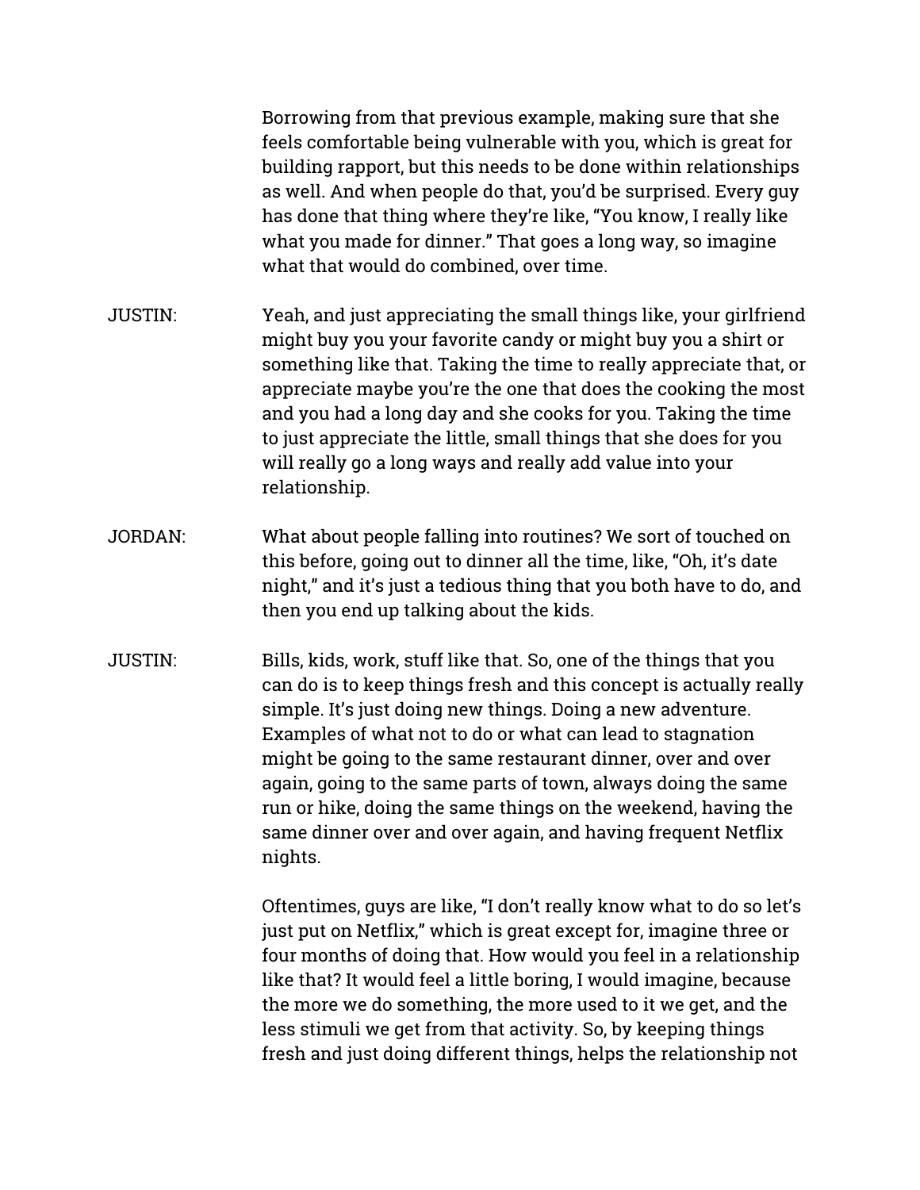Borrowing from that previous example, making sure that she feels comfortable being vulnerable with you, which is great for building rapport, but this needs to be done within relationships as well. And when people do that, you'd be surprised. Every guy has done that thing where they're like, "You know, I really like what you made for dinner." That goes a long way, so imagine what that would do combined, over time.

JUSTIN: Yeah, and just appreciating the small things like, your girlfriend might buy you your favorite candy or might buy you a shirt or something like that. Taking the time to really appreciate that, or appreciate maybe you're the one that does the cooking the most and you had a long day and she cooks for you. Taking the time to just appreciate the little, small things that she does for you will really go a long ways and really add value into your relationship.

JORDAN: What about people falling into routines? We sort of touched on this before, going out to dinner all the time, like, "Oh, it's date night," and it's just a tedious thing that you both have to do, and then you end up talking about the kids.

JUSTIN: Bills, kids, work, stuff like that. So, one of the things that you can do is to keep things fresh and this concept is actually really simple. It's just doing new things. Doing a new adventure. Examples of what not to do or what can lead to stagnation might be going to the same restaurant dinner, over and over again, going to the same parts of town, always doing the same run or hike, doing the same things on the weekend, having the same dinner over and over again, and having frequent Netflix nights.

Oftentimes, guys are like, "I don't really know what to do so let's just put on Netflix," which is great except for, imagine three or four months of doing that. How would you feel in a relationship like that? It would feel a little boring, I would imagine, because the more we do something, the more used to it we get, and the less stimuli we get from that activity. So, by keeping things fresh and just doing different things, helps the relationship not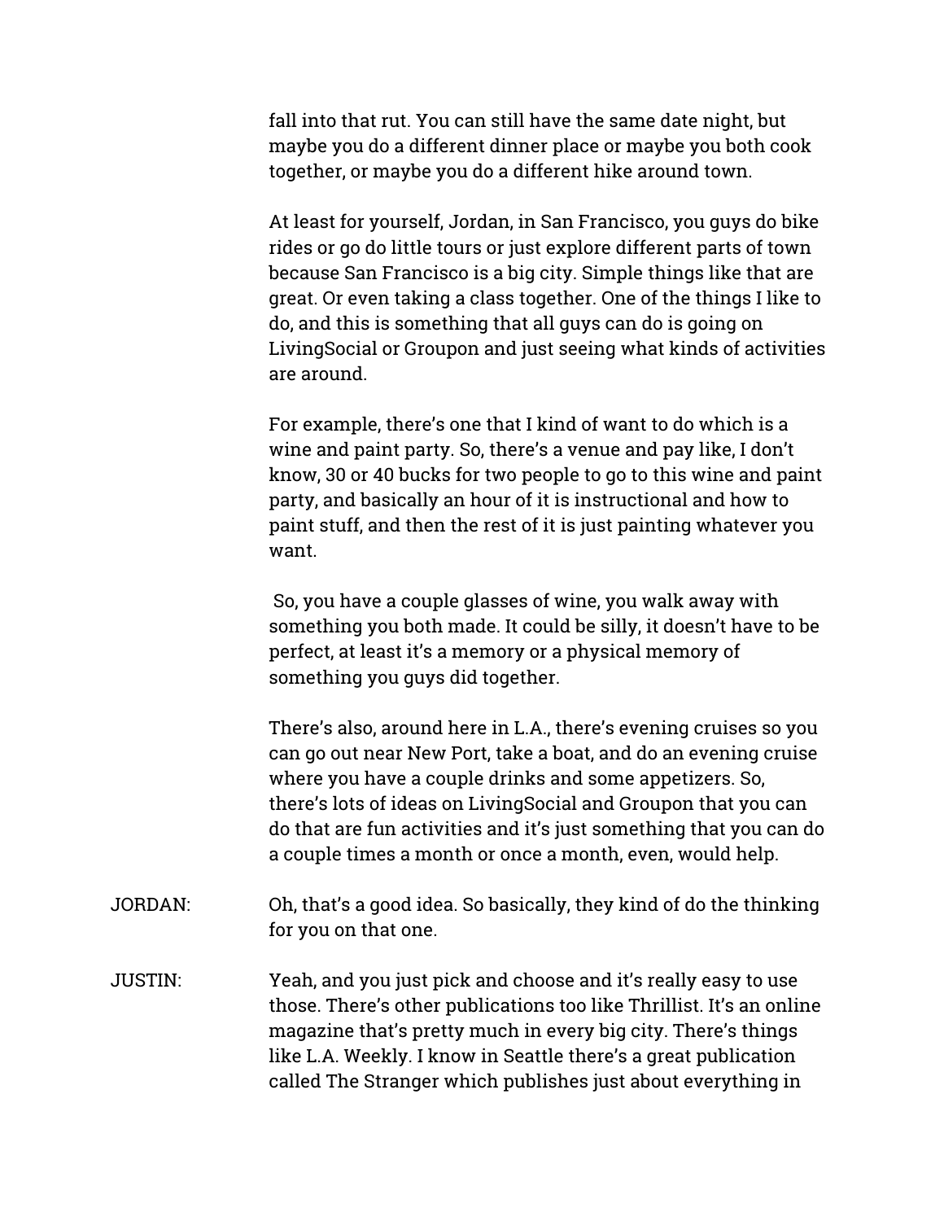fall into that rut. You can still have the same date night, but maybe you do a different dinner place or maybe you both cook together, or maybe you do a different hike around town.

At least for yourself, Jordan, in San Francisco, you guys do bike rides or go do little tours or just explore different parts of town because San Francisco is a big city. Simple things like that are great. Or even taking a class together. One of the things I like to do, and this is something that all guys can do is going on LivingSocial or Groupon and just seeing what kinds of activities are around.

For example, there's one that I kind of want to do which is a wine and paint party. So, there's a venue and pay like, I don't know, 30 or 40 bucks for two people to go to this wine and paint party, and basically an hour of it is instructional and how to paint stuff, and then the rest of it is just painting whatever you want.

So, you have a couple glasses of wine, you walk away with something you both made. It could be silly, it doesn't have to be perfect, at least it's a memory or a physical memory of something you guys did together.

There's also, around here in L.A., there's evening cruises so you can go out near New Port, take a boat, and do an evening cruise where you have a couple drinks and some appetizers. So, there's lots of ideas on LivingSocial and Groupon that you can do that are fun activities and it's just something that you can do a couple times a month or once a month, even, would help.

JORDAN: Oh, that's a good idea. So basically, they kind of do the thinking for you on that one.

JUSTIN: Yeah, and you just pick and choose and it's really easy to use those. There's other publications too like Thrillist. It's an online magazine that's pretty much in every big city. There's things like L.A. Weekly. I know in Seattle there's a great publication called The Stranger which publishes just about everything in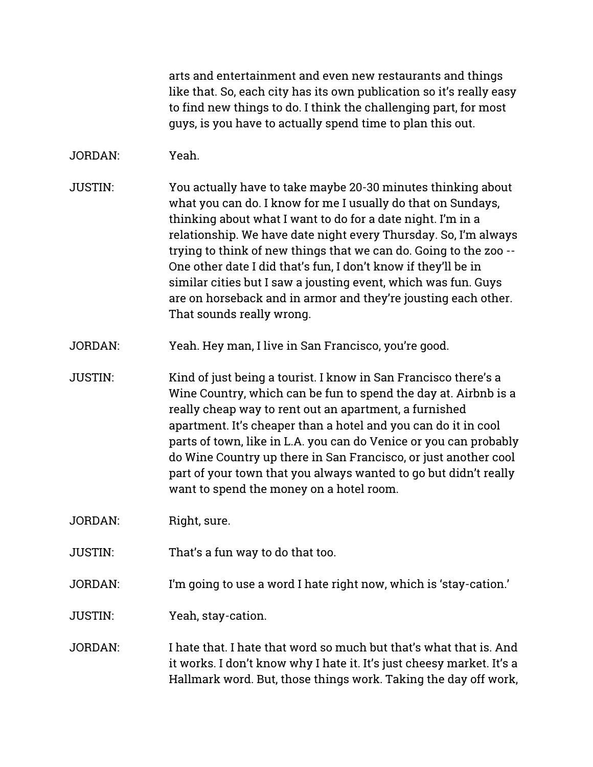arts and entertainment and even new restaurants and things like that. So, each city has its own publication so it's really easy to find new things to do. I think the challenging part, for most guys, is you have to actually spend time to plan this out.

JORDAN: Yeah.

JUSTIN: You actually have to take maybe 20-30 minutes thinking about what you can do. I know for me I usually do that on Sundays, thinking about what I want to do for a date night. I'm in a relationship. We have date night every Thursday. So, I'm always trying to think of new things that we can do. Going to the zoo -- One other date I did that's fun, I don't know if they'll be in similar cities but I saw a jousting event, which was fun. Guys are on horseback and in armor and they're jousting each other. That sounds really wrong.

JORDAN: Yeah. Hey man, I live in San Francisco, you're good.

JUSTIN: Kind of just being a tourist. I know in San Francisco there's a Wine Country, which can be fun to spend the day at. Airbnb is a really cheap way to rent out an apartment, a furnished apartment. It's cheaper than a hotel and you can do it in cool parts of town, like in L.A. you can do Venice or you can probably do Wine Country up there in San Francisco, or just another cool part of your town that you always wanted to go but didn't really want to spend the money on a hotel room.

JORDAN: Right, sure.

JUSTIN: That's a fun way to do that too.

JORDAN: I'm going to use a word I hate right now, which is 'stay-cation.'

JUSTIN: Yeah, stay-cation.

JORDAN: I hate that. I hate that word so much but that's what that is. And it works. I don't know why I hate it. It's just cheesy market. It's a Hallmark word. But, those things work. Taking the day off work,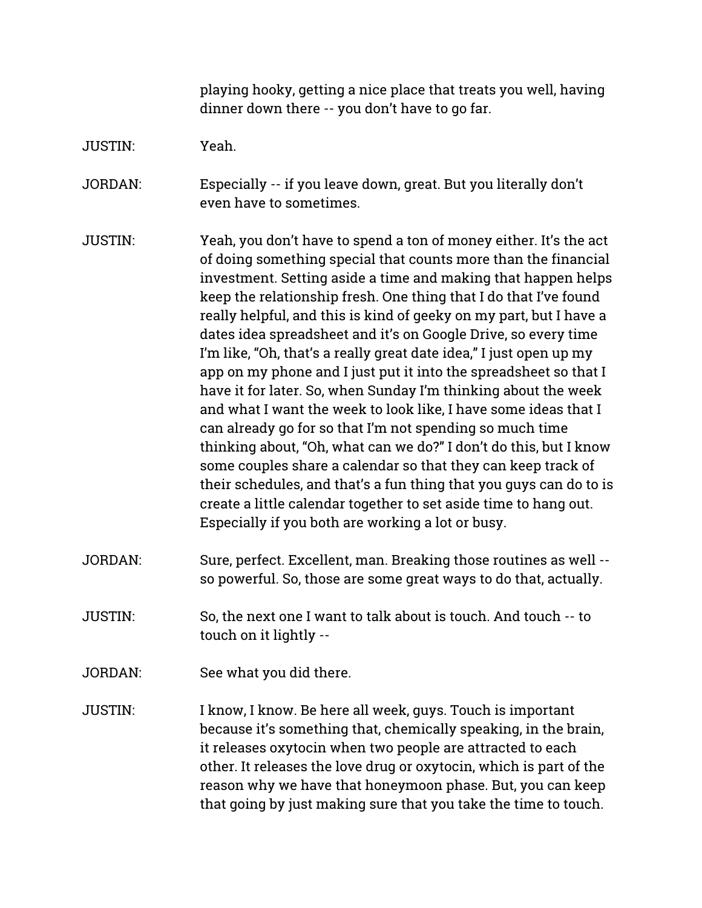playing hooky, getting a nice place that treats you well, having dinner down there -- you don't have to go far.

JUSTIN: Yeah.

JORDAN: Especially -- if you leave down, great. But you literally don't even have to sometimes.

JUSTIN: Yeah, you don't have to spend a ton of money either. It's the act of doing something special that counts more than the financial investment. Setting aside a time and making that happen helps keep the relationship fresh. One thing that I do that I've found really helpful, and this is kind of geeky on my part, but I have a dates idea spreadsheet and it's on Google Drive, so every time I'm like, "Oh, that's a really great date idea," I just open up my app on my phone and I just put it into the spreadsheet so that I have it for later. So, when Sunday I'm thinking about the week and what I want the week to look like, I have some ideas that I can already go for so that I'm not spending so much time thinking about, "Oh, what can we do?" I don't do this, but I know some couples share a calendar so that they can keep track of their schedules, and that's a fun thing that you guys can do to is create a little calendar together to set aside time to hang out. Especially if you both are working a lot or busy.

JORDAN: Sure, perfect. Excellent, man. Breaking those routines as well -- so powerful. So, those are some great ways to do that, actually.

JUSTIN: So, the next one I want to talk about is touch. And touch -- to touch on it lightly --

JORDAN: See what you did there.

JUSTIN: I know, I know. Be here all week, guys. Touch is important because it's something that, chemically speaking, in the brain, it releases oxytocin when two people are attracted to each other. It releases the love drug or oxytocin, which is part of the reason why we have that honeymoon phase. But, you can keep that going by just making sure that you take the time to touch.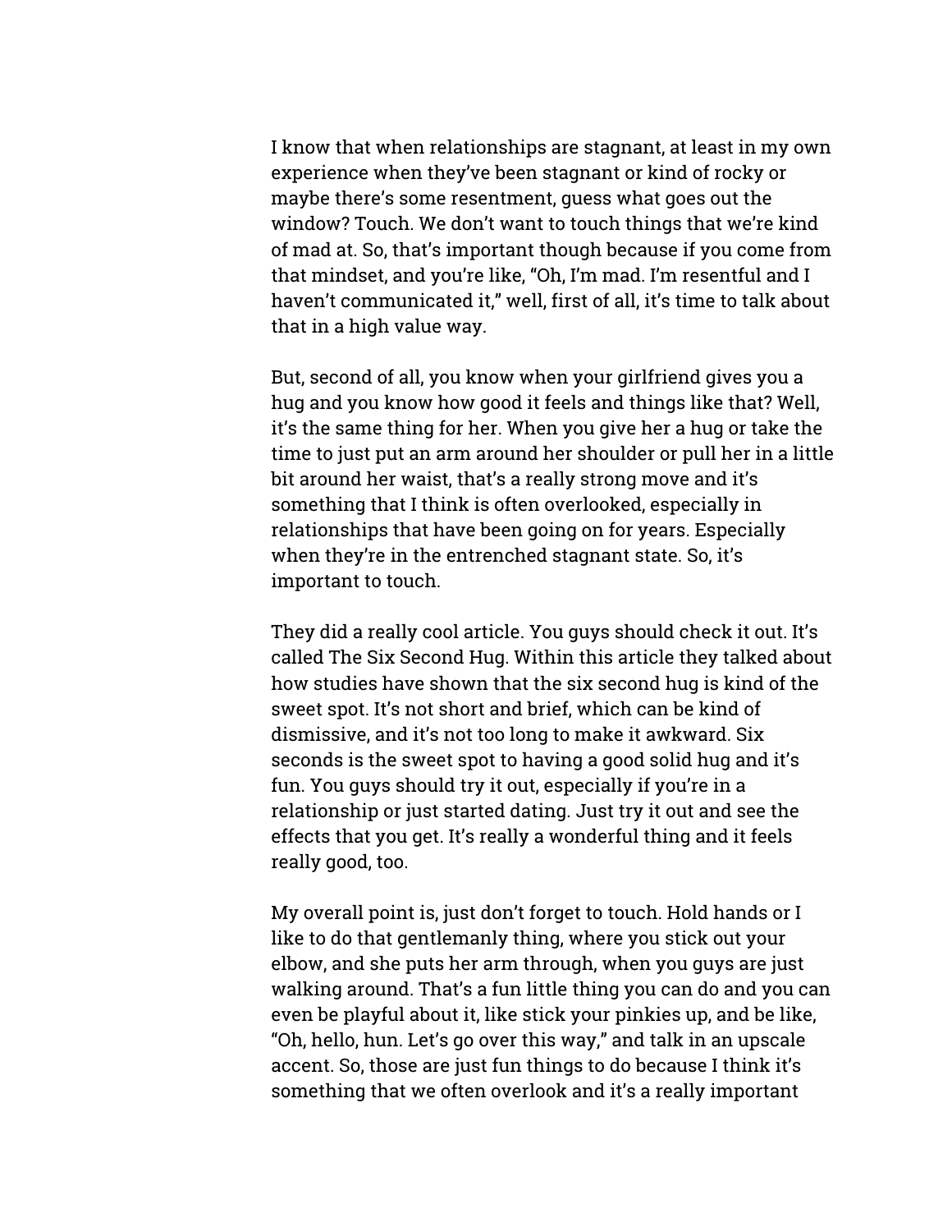I know that when relationships are stagnant, at least in my own experience when they've been stagnant or kind of rocky or maybe there's some resentment, guess what goes out the window? Touch. We don't want to touch things that we're kind of mad at. So, that's important though because if you come from that mindset, and you're like, "Oh, I'm mad. I'm resentful and I haven't communicated it," well, first of all, it's time to talk about that in a high value way.

But, second of all, you know when your girlfriend gives you a hug and you know how good it feels and things like that? Well, it's the same thing for her. When you give her a hug or take the time to just put an arm around her shoulder or pull her in a little bit around her waist, that's a really strong move and it's something that I think is often overlooked, especially in relationships that have been going on for years. Especially when they're in the entrenched stagnant state. So, it's important to touch.

They did a really cool article. You guys should check it out. It's called The Six Second Hug. Within this article they talked about how studies have shown that the six second hug is kind of the sweet spot. It's not short and brief, which can be kind of dismissive, and it's not too long to make it awkward. Six seconds is the sweet spot to having a good solid hug and it's fun. You guys should try it out, especially if you're in a relationship or just started dating. Just try it out and see the effects that you get. It's really a wonderful thing and it feels really good, too.

My overall point is, just don't forget to touch. Hold hands or I like to do that gentlemanly thing, where you stick out your elbow, and she puts her arm through, when you guys are just walking around. That's a fun little thing you can do and you can even be playful about it, like stick your pinkies up, and be like, "Oh, hello, hun. Let's go over this way," and talk in an upscale accent. So, those are just fun things to do because I think it's something that we often overlook and it's a really important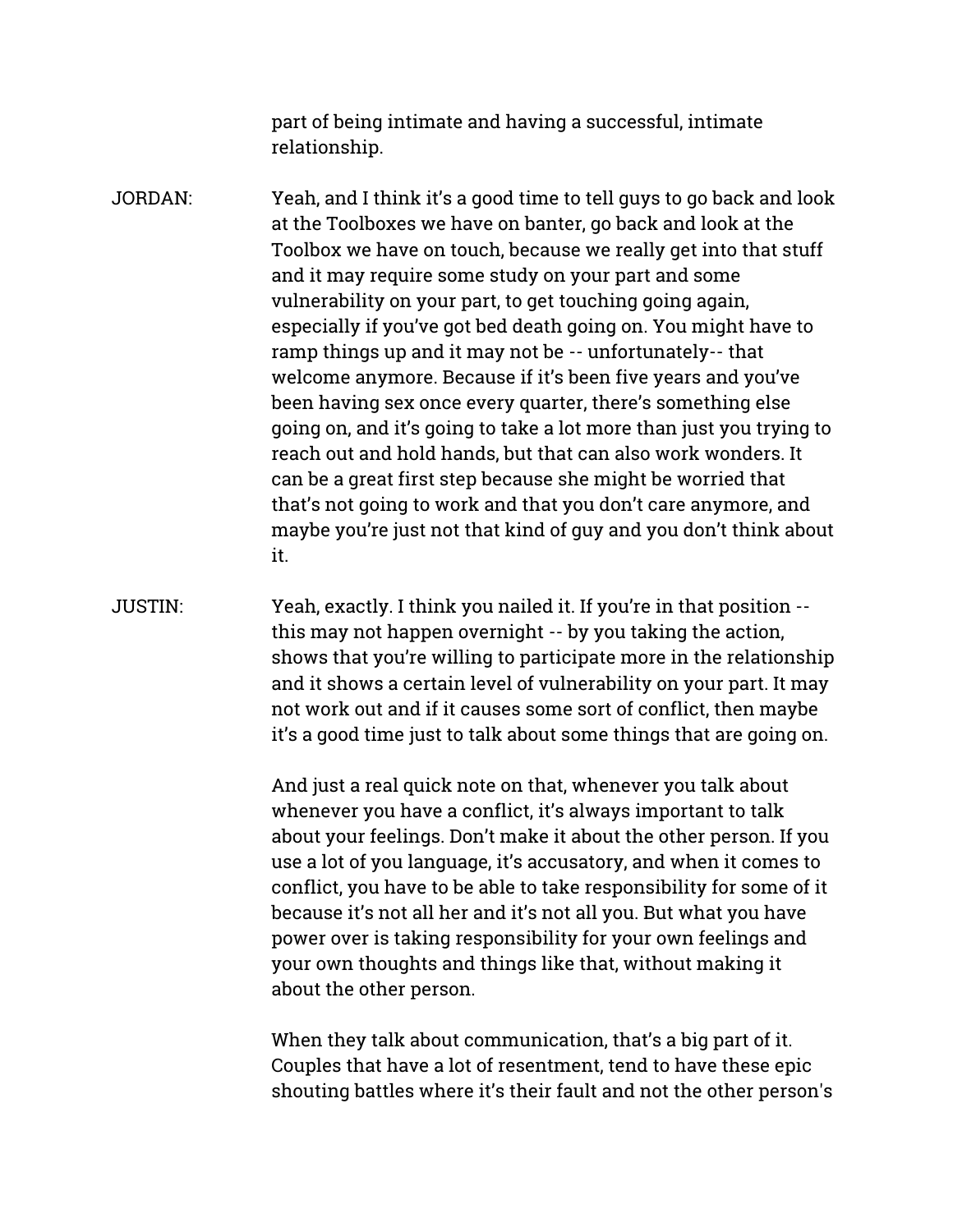part of being intimate and having a successful, intimate relationship.

JORDAN: Yeah, and I think it's a good time to tell guys to go back and look at the Toolboxes we have on banter, go back and look at the Toolbox we have on touch, because we really get into that stuff and it may require some study on your part and some vulnerability on your part, to get touching going again, especially if you've got bed death going on. You might have to ramp things up and it may not be -- unfortunately-- that welcome anymore. Because if it's been five years and you've been having sex once every quarter, there's something else going on, and it's going to take a lot more than just you trying to reach out and hold hands, but that can also work wonders. It can be a great first step because she might be worried that that's not going to work and that you don't care anymore, and maybe you're just not that kind of guy and you don't think about it.

JUSTIN: Yeah, exactly. I think you nailed it. If you're in that position -- this may not happen overnight -- by you taking the action, shows that you're willing to participate more in the relationship and it shows a certain level of vulnerability on your part. It may not work out and if it causes some sort of conflict, then maybe it's a good time just to talk about some things that are going on.

And just a real quick note on that, whenever you talk about whenever you have a conflict, it's always important to talk about your feelings. Don't make it about the other person. If you use a lot of you language, it's accusatory, and when it comes to conflict, you have to be able to take responsibility for some of it because it's not all her and it's not all you. But what you have power over is taking responsibility for your own feelings and your own thoughts and things like that, without making it about the other person.

When they talk about communication, that's a big part of it. Couples that have a lot of resentment, tend to have these epic shouting battles where it's their fault and not the other person's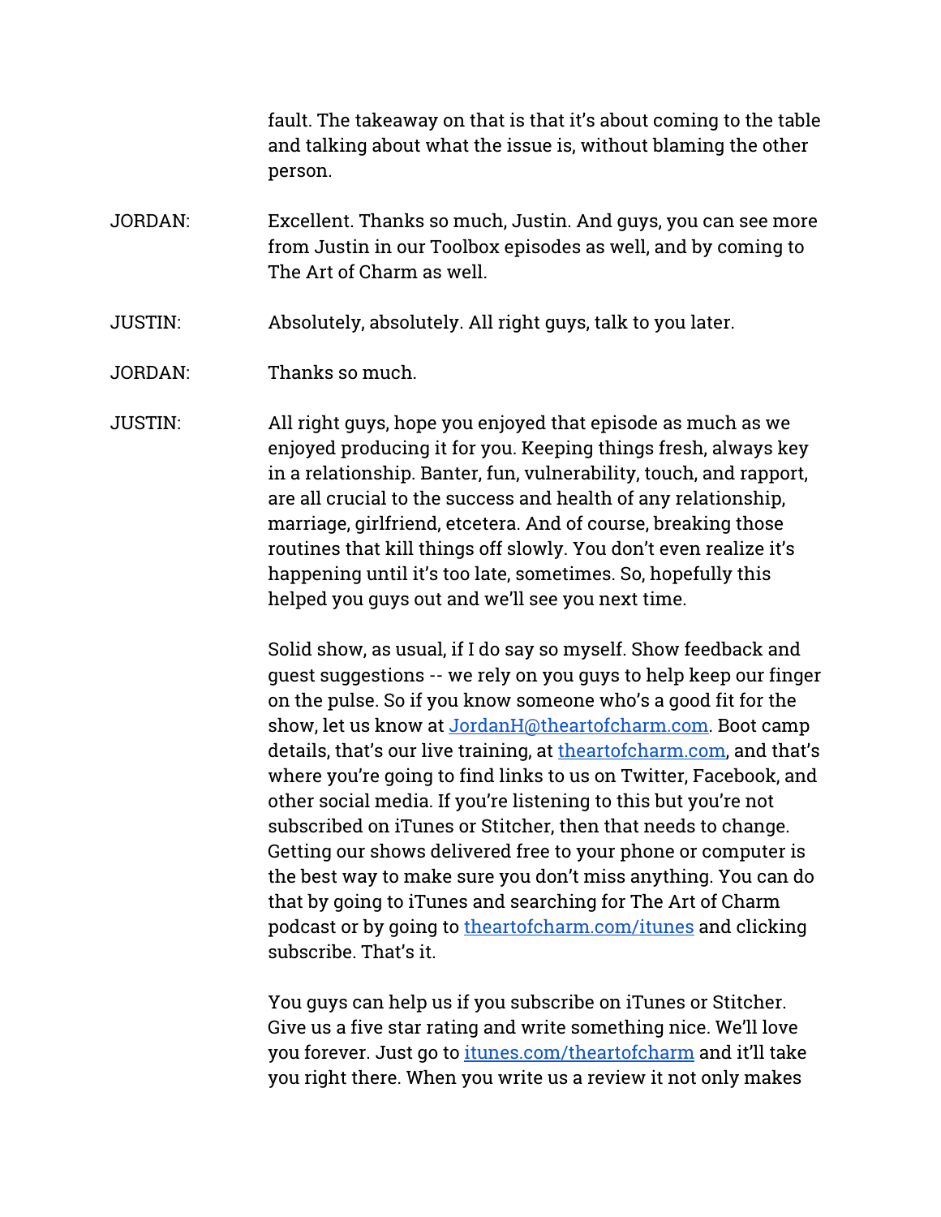fault. The takeaway on that is that it's about coming to the table and talking about what the issue is, without blaming the other person.

JORDAN: Excellent. Thanks so much, Justin. And guys, you can see more from Justin in our Toolbox episodes as well, and by coming to The Art of Charm as well.

JUSTIN: Absolutely, absolutely. All right guys, talk to you later.

JORDAN: Thanks so much.

JUSTIN: All right guys, hope you enjoyed that episode as much as we enjoyed producing it for you. Keeping things fresh, always key in a relationship. Banter, fun, vulnerability, touch, and rapport, are all crucial to the success and health of any relationship, marriage, girlfriend, etcetera. And of course, breaking those routines that kill things off slowly. You don't even realize it's happening until it's too late, sometimes. So, hopefully this helped you guys out and we'll see you next time.

Solid show, as usual, if I do say so myself. Show feedback and guest suggestions -- we rely on you guys to help keep our finger on the pulse. So if you know someone who's a good fit for the show, let us know at [JordanH@theartofcharm.com](mailto:JordanH@theartofcharm.com). Boot camp details, that's our live training, at [theartofcharm.com](http://theartofcharm.com), and that's where you're going to find links to us on Twitter, Facebook, and other social media. If you're listening to this but you're not subscribed on iTunes or Stitcher, then that needs to change. Getting our shows delivered free to your phone or computer is the best way to make sure you don't miss anything. You can do that by going to iTunes and searching for The Art of Charm podcast or by going to [theartofcharm.com/itunes](http://theartofcharm.com/itunes) and clicking subscribe. That's it.

You guys can help us if you subscribe on iTunes or Stitcher. Give us a five star rating and write something nice. We'll love you forever. Just go to [itunes.com/theartofcharm](http://itunes.com/theartofcharm) and it'll take you right there. When you write us a review it not only makes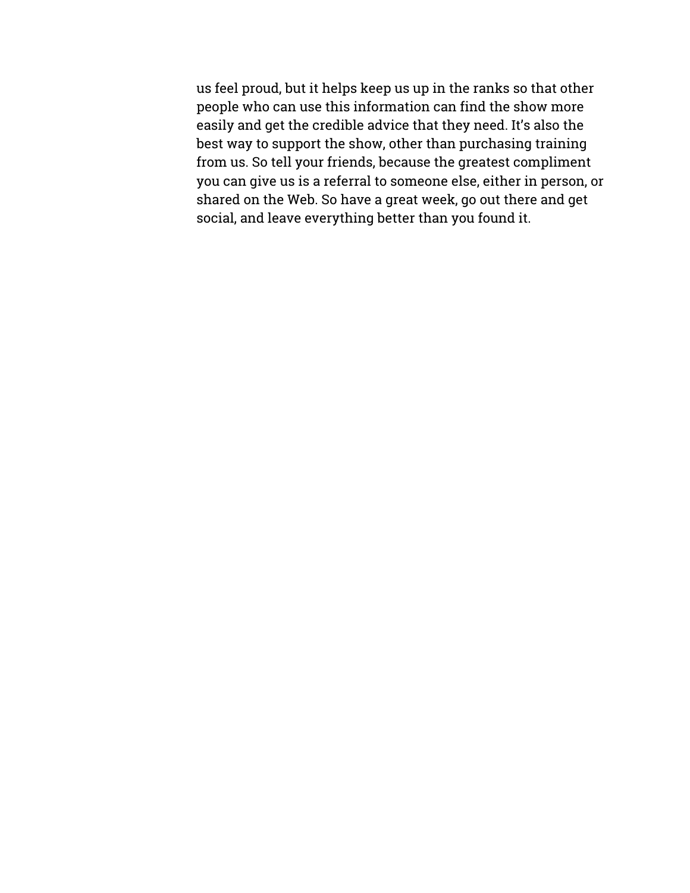us feel proud, but it helps keep us up in the ranks so that other people who can use this information can find the show more easily and get the credible advice that they need. It's also the best way to support the show, other than purchasing training from us. So tell your friends, because the greatest compliment you can give us is a referral to someone else, either in person, or shared on the Web. So have a great week, go out there and get social, and leave everything better than you found it.